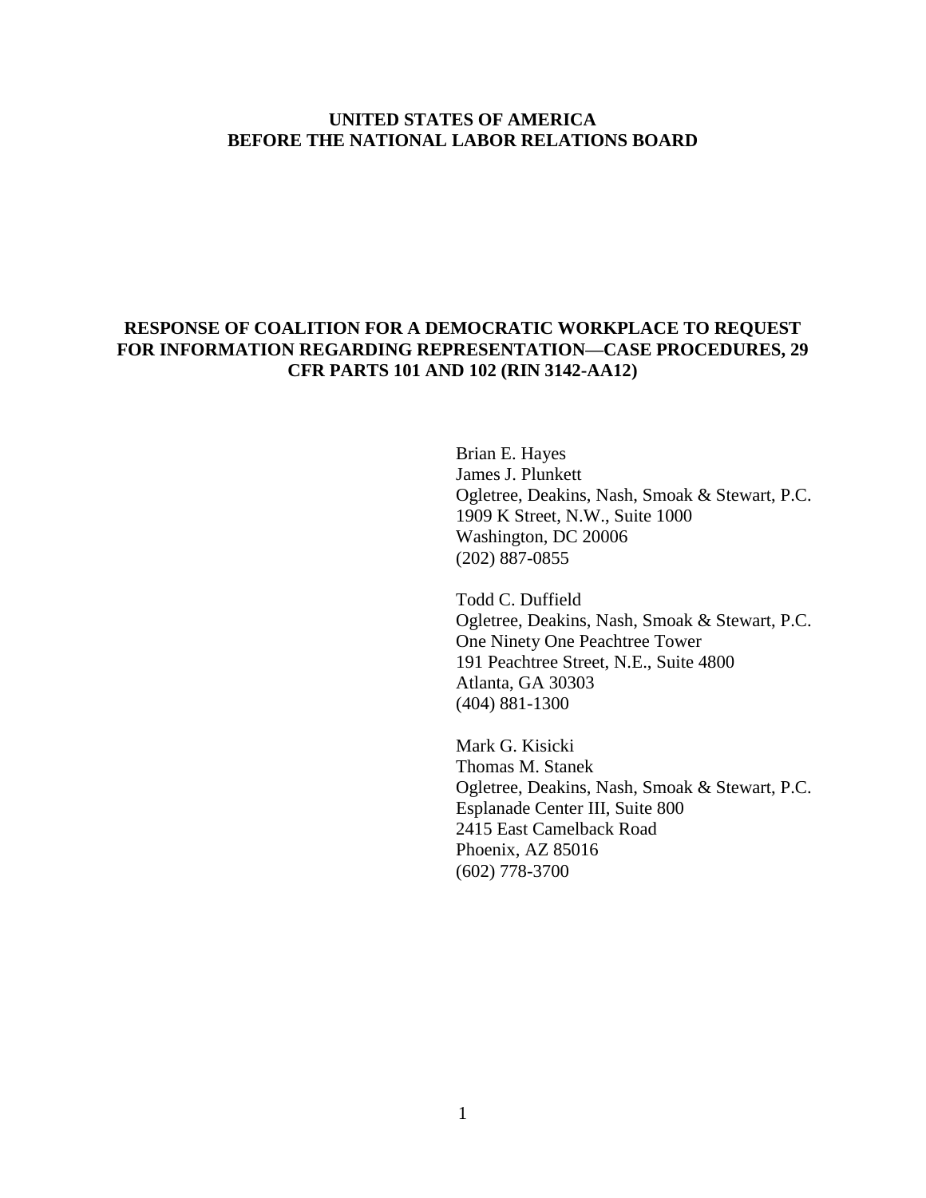**UNITED STATES OF AMERICA**
**BEFORE THE NATIONAL LABOR RELATIONS BOARD**

# RESPONSE OF COALITION FOR A DEMOCRATIC WORKPLACE TO REQUEST FOR INFORMATION REGARDING REPRESENTATION—CASE PROCEDURES, 29 CFR PARTS 101 AND 102 (RIN 3142-AA12)

Brian E. Hayes
James J. Plunkett
Ogletree, Deakins, Nash, Smoak & Stewart, P.C.
1909 K Street, N.W., Suite 1000
Washington, DC 20006
(202) 887-0855

Todd C. Duffield
Ogletree, Deakins, Nash, Smoak & Stewart, P.C.
One Ninety One Peachtree Tower
191 Peachtree Street, N.E., Suite 4800
Atlanta, GA 30303
(404) 881-1300

Mark G. Kisicki
Thomas M. Stanek
Ogletree, Deakins, Nash, Smoak & Stewart, P.C.
Esplanade Center III, Suite 800
2415 East Camelback Road
Phoenix, AZ 85016
(602) 778-3700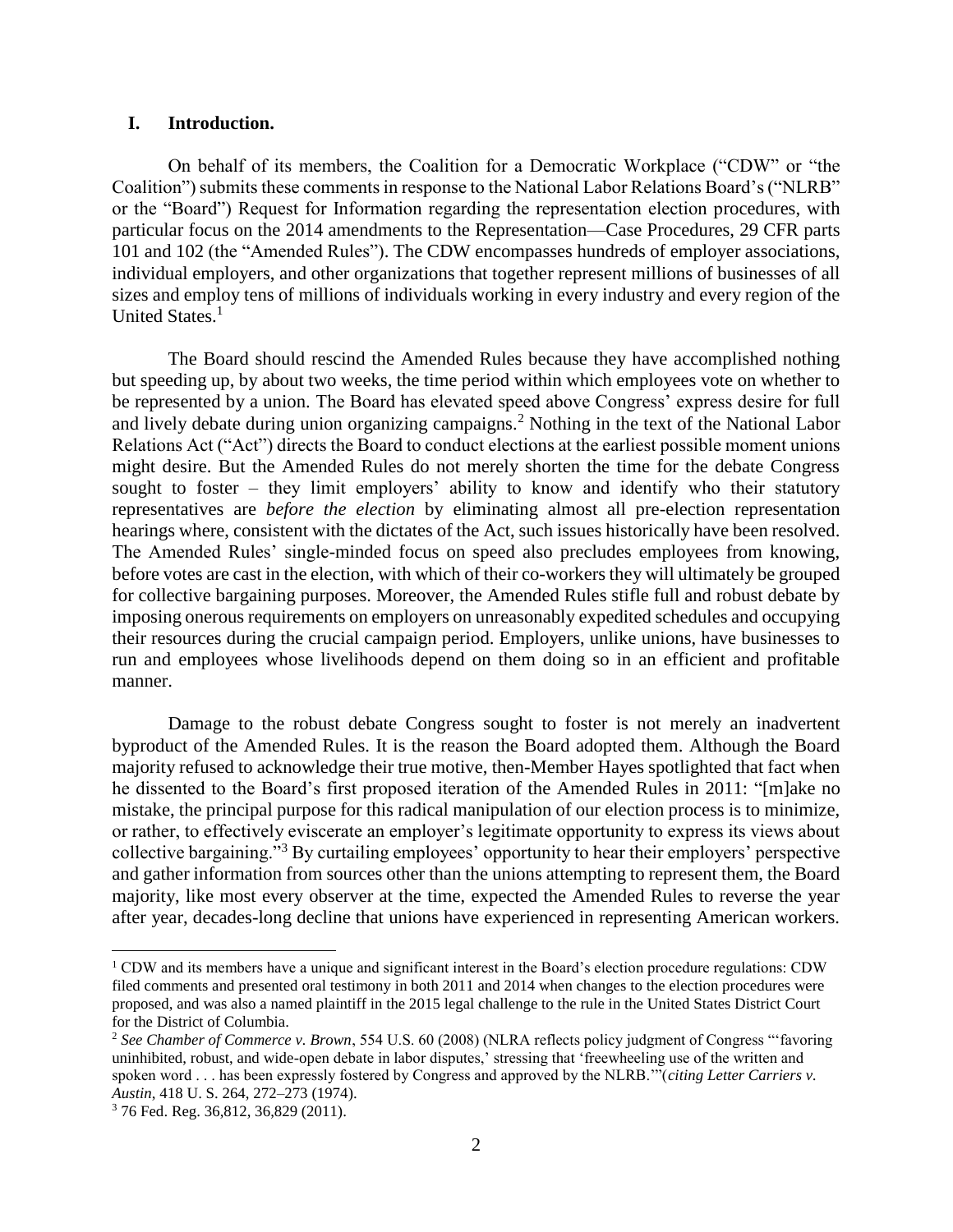## I. Introduction.

On behalf of its members, the Coalition for a Democratic Workplace ("CDW" or "the Coalition") submits these comments in response to the National Labor Relations Board's ("NLRB" or the "Board") Request for Information regarding the representation election procedures, with particular focus on the 2014 amendments to the Representation—Case Procedures, 29 CFR parts 101 and 102 (the "Amended Rules"). The CDW encompasses hundreds of employer associations, individual employers, and other organizations that together represent millions of businesses of all sizes and employ tens of millions of individuals working in every industry and every region of the United States.[1]

The Board should rescind the Amended Rules because they have accomplished nothing but speeding up, by about two weeks, the time period within which employees vote on whether to be represented by a union. The Board has elevated speed above Congress' express desire for full and lively debate during union organizing campaigns.[2] Nothing in the text of the National Labor Relations Act ("Act") directs the Board to conduct elections at the earliest possible moment unions might desire. But the Amended Rules do not merely shorten the time for the debate Congress sought to foster – they limit employers' ability to know and identify who their statutory representatives are *before the election* by eliminating almost all pre-election representation hearings where, consistent with the dictates of the Act, such issues historically have been resolved. The Amended Rules' single-minded focus on speed also precludes employees from knowing, before votes are cast in the election, with which of their co-workers they will ultimately be grouped for collective bargaining purposes. Moreover, the Amended Rules stifle full and robust debate by imposing onerous requirements on employers on unreasonably expedited schedules and occupying their resources during the crucial campaign period. Employers, unlike unions, have businesses to run and employees whose livelihoods depend on them doing so in an efficient and profitable manner.

Damage to the robust debate Congress sought to foster is not merely an inadvertent byproduct of the Amended Rules. It is the reason the Board adopted them. Although the Board majority refused to acknowledge their true motive, then-Member Hayes spotlighted that fact when he dissented to the Board's first proposed iteration of the Amended Rules in 2011: "[m]ake no mistake, the principal purpose for this radical manipulation of our election process is to minimize, or rather, to effectively eviscerate an employer's legitimate opportunity to express its views about collective bargaining."[3] By curtailing employees' opportunity to hear their employers' perspective and gather information from sources other than the unions attempting to represent them, the Board majority, like most every observer at the time, expected the Amended Rules to reverse the year after year, decades-long decline that unions have experienced in representing American workers.

---

[1] CDW and its members have a unique and significant interest in the Board's election procedure regulations: CDW filed comments and presented oral testimony in both 2011 and 2014 when changes to the election procedures were proposed, and was also a named plaintiff in the 2015 legal challenge to the rule in the United States District Court for the District of Columbia.

[2] *See Chamber of Commerce v. Brown*, 554 U.S. 60 (2008) (NLRA reflects policy judgment of Congress "'favoring uninhibited, robust, and wide-open debate in labor disputes,' stressing that 'freewheeling use of the written and spoken word . . . has been expressly fostered by Congress and approved by the NLRB.'"(*citing Letter Carriers v. Austin*, 418 U. S. 264, 272–273 (1974).

[3] 76 Fed. Reg. 36,812, 36,829 (2011).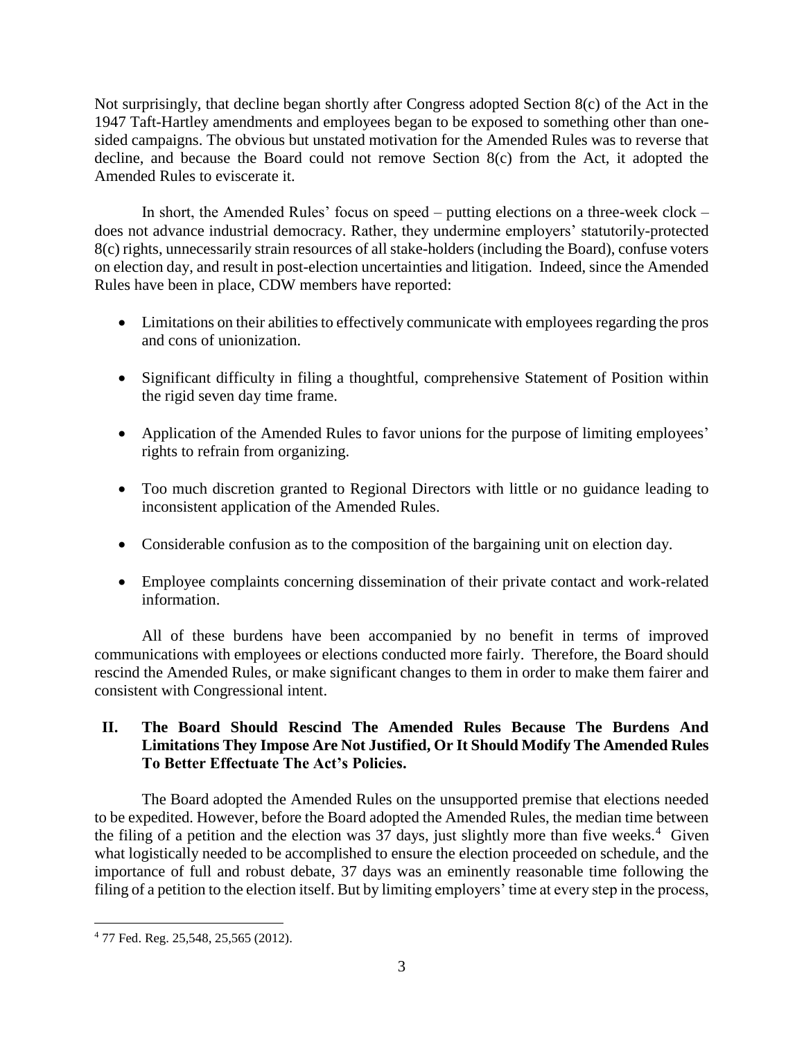Not surprisingly, that decline began shortly after Congress adopted Section 8(c) of the Act in the 1947 Taft-Hartley amendments and employees began to be exposed to something other than one-sided campaigns. The obvious but unstated motivation for the Amended Rules was to reverse that decline, and because the Board could not remove Section 8(c) from the Act, it adopted the Amended Rules to eviscerate it.

In short, the Amended Rules' focus on speed – putting elections on a three-week clock – does not advance industrial democracy. Rather, they undermine employers' statutorily-protected 8(c) rights, unnecessarily strain resources of all stake-holders (including the Board), confuse voters on election day, and result in post-election uncertainties and litigation. Indeed, since the Amended Rules have been in place, CDW members have reported:

- Limitations on their abilities to effectively communicate with employees regarding the pros and cons of unionization.
- Significant difficulty in filing a thoughtful, comprehensive Statement of Position within the rigid seven day time frame.
- Application of the Amended Rules to favor unions for the purpose of limiting employees' rights to refrain from organizing.
- Too much discretion granted to Regional Directors with little or no guidance leading to inconsistent application of the Amended Rules.
- Considerable confusion as to the composition of the bargaining unit on election day.
- Employee complaints concerning dissemination of their private contact and work-related information.

All of these burdens have been accompanied by no benefit in terms of improved communications with employees or elections conducted more fairly. Therefore, the Board should rescind the Amended Rules, or make significant changes to them in order to make them fairer and consistent with Congressional intent.

## II. The Board Should Rescind The Amended Rules Because The Burdens And Limitations They Impose Are Not Justified, Or It Should Modify The Amended Rules To Better Effectuate The Act's Policies.

The Board adopted the Amended Rules on the unsupported premise that elections needed to be expedited. However, before the Board adopted the Amended Rules, the median time between the filing of a petition and the election was 37 days, just slightly more than five weeks.[4] Given what logistically needed to be accomplished to ensure the election proceeded on schedule, and the importance of full and robust debate, 37 days was an eminently reasonable time following the filing of a petition to the election itself. But by limiting employers' time at every step in the process,

---

[4] 77 Fed. Reg. 25,548, 25,565 (2012).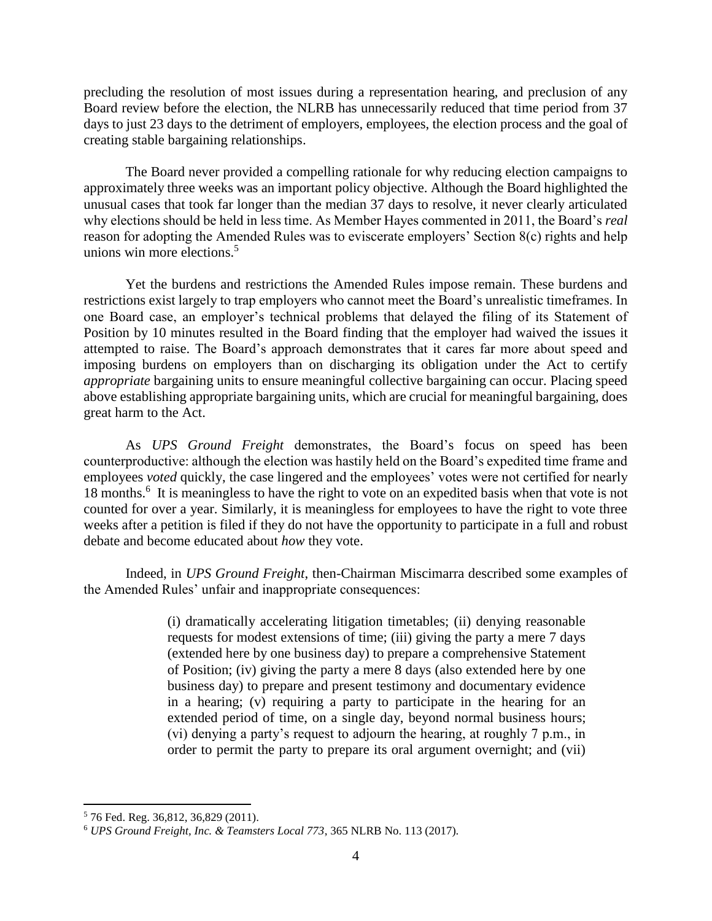precluding the resolution of most issues during a representation hearing, and preclusion of any Board review before the election, the NLRB has unnecessarily reduced that time period from 37 days to just 23 days to the detriment of employers, employees, the election process and the goal of creating stable bargaining relationships.

The Board never provided a compelling rationale for why reducing election campaigns to approximately three weeks was an important policy objective. Although the Board highlighted the unusual cases that took far longer than the median 37 days to resolve, it never clearly articulated why elections should be held in less time. As Member Hayes commented in 2011, the Board's *real* reason for adopting the Amended Rules was to eviscerate employers' Section 8(c) rights and help unions win more elections.[5]

Yet the burdens and restrictions the Amended Rules impose remain. These burdens and restrictions exist largely to trap employers who cannot meet the Board's unrealistic timeframes. In one Board case, an employer's technical problems that delayed the filing of its Statement of Position by 10 minutes resulted in the Board finding that the employer had waived the issues it attempted to raise. The Board's approach demonstrates that it cares far more about speed and imposing burdens on employers than on discharging its obligation under the Act to certify *appropriate* bargaining units to ensure meaningful collective bargaining can occur. Placing speed above establishing appropriate bargaining units, which are crucial for meaningful bargaining, does great harm to the Act.

As *UPS Ground Freight* demonstrates, the Board's focus on speed has been counterproductive: although the election was hastily held on the Board's expedited time frame and employees *voted* quickly, the case lingered and the employees' votes were not certified for nearly 18 months.[6] It is meaningless to have the right to vote on an expedited basis when that vote is not counted for over a year. Similarly, it is meaningless for employees to have the right to vote three weeks after a petition is filed if they do not have the opportunity to participate in a full and robust debate and become educated about *how* they vote.

Indeed, in *UPS Ground Freight*, then-Chairman Miscimarra described some examples of the Amended Rules' unfair and inappropriate consequences:

> (i) dramatically accelerating litigation timetables; (ii) denying reasonable requests for modest extensions of time; (iii) giving the party a mere 7 days (extended here by one business day) to prepare a comprehensive Statement of Position; (iv) giving the party a mere 8 days (also extended here by one business day) to prepare and present testimony and documentary evidence in a hearing; (v) requiring a party to participate in the hearing for an extended period of time, on a single day, beyond normal business hours; (vi) denying a party's request to adjourn the hearing, at roughly 7 p.m., in order to permit the party to prepare its oral argument overnight; and (vii)

---

[5] 76 Fed. Reg. 36,812, 36,829 (2011).

[6] *UPS Ground Freight, Inc. & Teamsters Local 773*, 365 NLRB No. 113 (2017).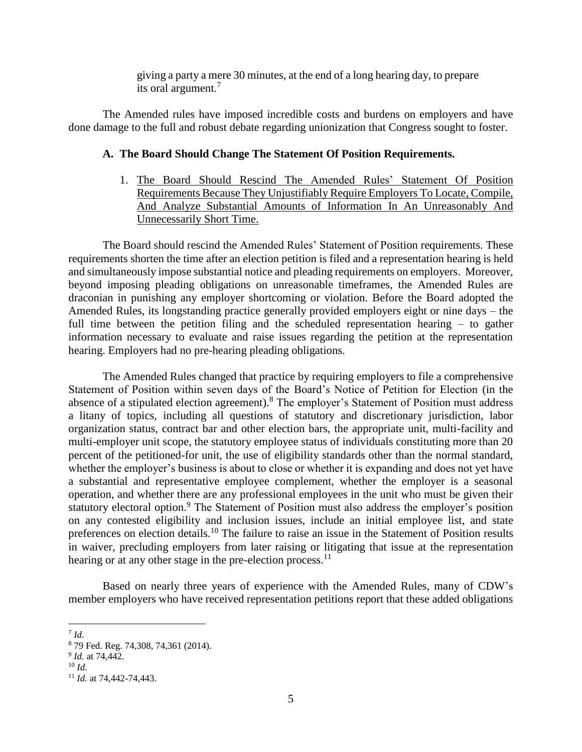> giving a party a mere 30 minutes, at the end of a long hearing day, to prepare its oral argument.[7]

The Amended rules have imposed incredible costs and burdens on employers and have done damage to the full and robust debate regarding unionization that Congress sought to foster.

### A. The Board Should Change The Statement Of Position Requirements.

1. <u>The Board Should Rescind The Amended Rules' Statement Of Position Requirements Because They Unjustifiably Require Employers To Locate, Compile, And Analyze Substantial Amounts of Information In An Unreasonably And Unnecessarily Short Time.</u>

The Board should rescind the Amended Rules' Statement of Position requirements. These requirements shorten the time after an election petition is filed and a representation hearing is held and simultaneously impose substantial notice and pleading requirements on employers. Moreover, beyond imposing pleading obligations on unreasonable timeframes, the Amended Rules are draconian in punishing any employer shortcoming or violation. Before the Board adopted the Amended Rules, its longstanding practice generally provided employers eight or nine days – the full time between the petition filing and the scheduled representation hearing – to gather information necessary to evaluate and raise issues regarding the petition at the representation hearing. Employers had no pre-hearing pleading obligations.

The Amended Rules changed that practice by requiring employers to file a comprehensive Statement of Position within seven days of the Board's Notice of Petition for Election (in the absence of a stipulated election agreement).[8] The employer's Statement of Position must address a litany of topics, including all questions of statutory and discretionary jurisdiction, labor organization status, contract bar and other election bars, the appropriate unit, multi-facility and multi-employer unit scope, the statutory employee status of individuals constituting more than 20 percent of the petitioned-for unit, the use of eligibility standards other than the normal standard, whether the employer's business is about to close or whether it is expanding and does not yet have a substantial and representative employee complement, whether the employer is a seasonal operation, and whether there are any professional employees in the unit who must be given their statutory electoral option.[9] The Statement of Position must also address the employer's position on any contested eligibility and inclusion issues, include an initial employee list, and state preferences on election details.[10] The failure to raise an issue in the Statement of Position results in waiver, precluding employers from later raising or litigating that issue at the representation hearing or at any other stage in the pre-election process.[11]

Based on nearly three years of experience with the Amended Rules, many of CDW's member employers who have received representation petitions report that these added obligations

---

[7] *Id.*

[8] 79 Fed. Reg. 74,308, 74,361 (2014).

[9] *Id.* at 74,442.

[10] *Id.*

[11] *Id.* at 74,442-74,443.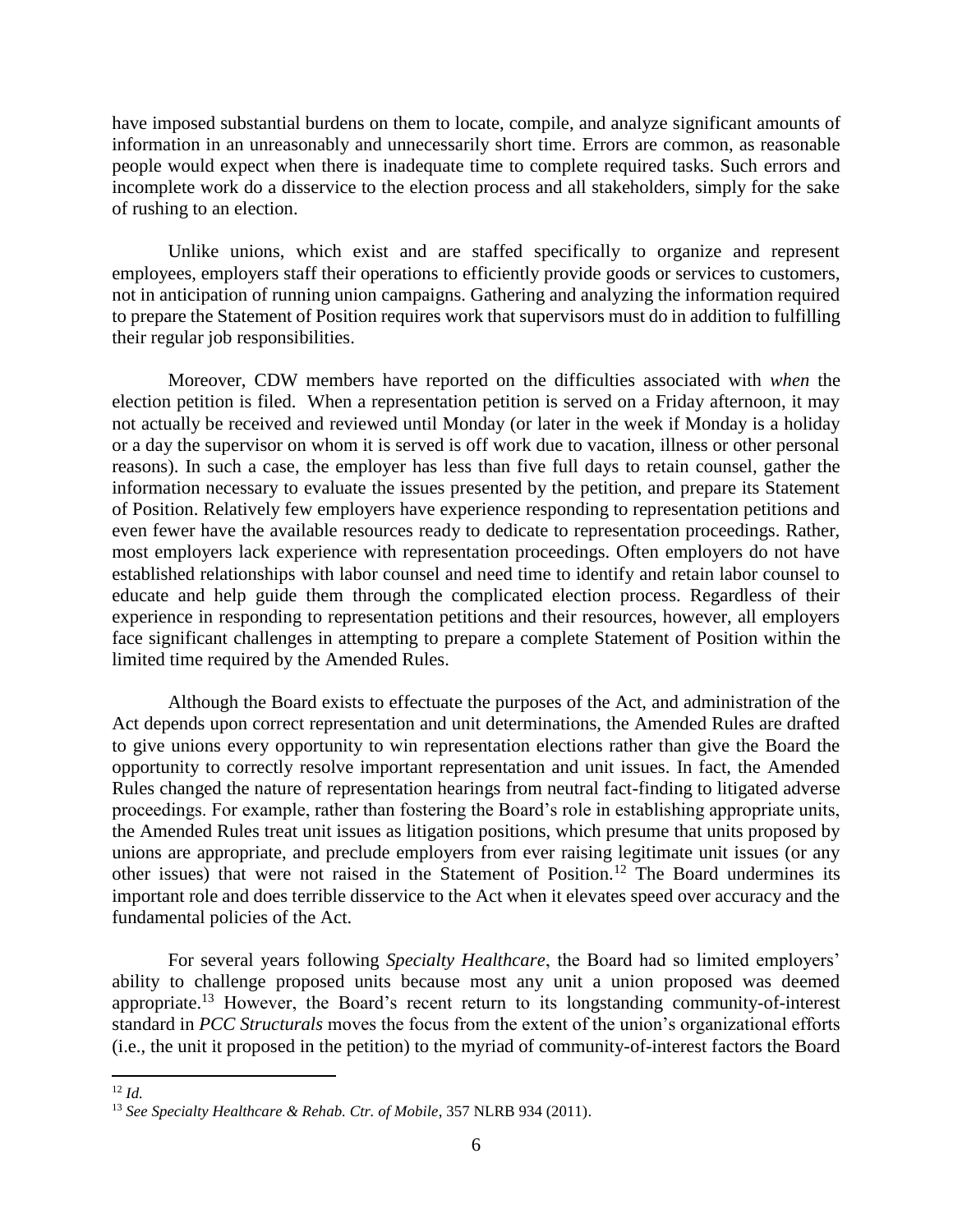have imposed substantial burdens on them to locate, compile, and analyze significant amounts of information in an unreasonably and unnecessarily short time. Errors are common, as reasonable people would expect when there is inadequate time to complete required tasks. Such errors and incomplete work do a disservice to the election process and all stakeholders, simply for the sake of rushing to an election.

Unlike unions, which exist and are staffed specifically to organize and represent employees, employers staff their operations to efficiently provide goods or services to customers, not in anticipation of running union campaigns. Gathering and analyzing the information required to prepare the Statement of Position requires work that supervisors must do in addition to fulfilling their regular job responsibilities.

Moreover, CDW members have reported on the difficulties associated with *when* the election petition is filed. When a representation petition is served on a Friday afternoon, it may not actually be received and reviewed until Monday (or later in the week if Monday is a holiday or a day the supervisor on whom it is served is off work due to vacation, illness or other personal reasons). In such a case, the employer has less than five full days to retain counsel, gather the information necessary to evaluate the issues presented by the petition, and prepare its Statement of Position. Relatively few employers have experience responding to representation petitions and even fewer have the available resources ready to dedicate to representation proceedings. Rather, most employers lack experience with representation proceedings. Often employers do not have established relationships with labor counsel and need time to identify and retain labor counsel to educate and help guide them through the complicated election process. Regardless of their experience in responding to representation petitions and their resources, however, all employers face significant challenges in attempting to prepare a complete Statement of Position within the limited time required by the Amended Rules.

Although the Board exists to effectuate the purposes of the Act, and administration of the Act depends upon correct representation and unit determinations, the Amended Rules are drafted to give unions every opportunity to win representation elections rather than give the Board the opportunity to correctly resolve important representation and unit issues. In fact, the Amended Rules changed the nature of representation hearings from neutral fact-finding to litigated adverse proceedings. For example, rather than fostering the Board's role in establishing appropriate units, the Amended Rules treat unit issues as litigation positions, which presume that units proposed by unions are appropriate, and preclude employers from ever raising legitimate unit issues (or any other issues) that were not raised in the Statement of Position.[12] The Board undermines its important role and does terrible disservice to the Act when it elevates speed over accuracy and the fundamental policies of the Act.

For several years following *Specialty Healthcare*, the Board had so limited employers' ability to challenge proposed units because most any unit a union proposed was deemed appropriate.[13] However, the Board's recent return to its longstanding community-of-interest standard in *PCC Structurals* moves the focus from the extent of the union's organizational efforts (i.e., the unit it proposed in the petition) to the myriad of community-of-interest factors the Board

---

[12] *Id.*

[13] *See Specialty Healthcare & Rehab. Ctr. of Mobile*, 357 NLRB 934 (2011).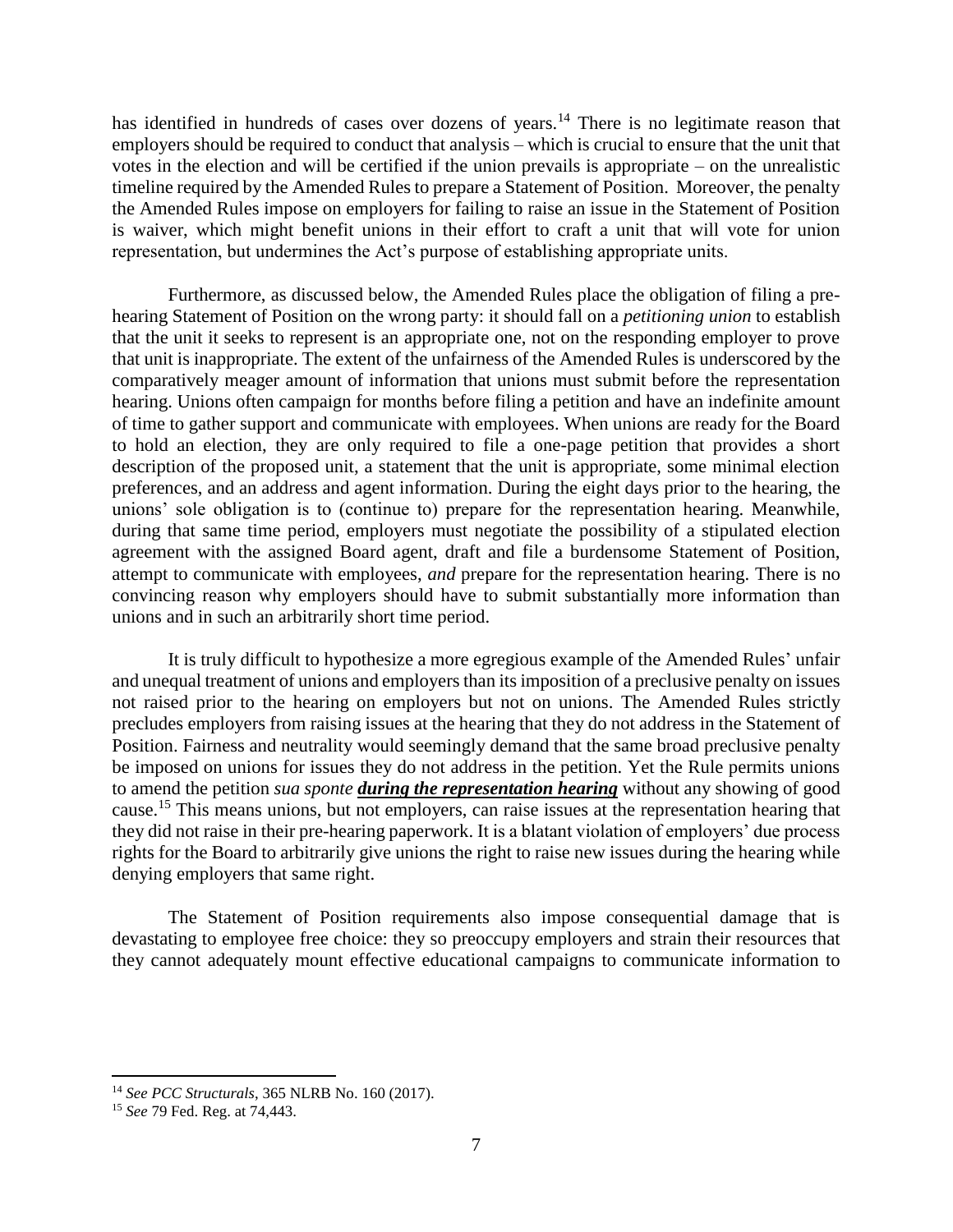has identified in hundreds of cases over dozens of years.[14] There is no legitimate reason that employers should be required to conduct that analysis – which is crucial to ensure that the unit that votes in the election and will be certified if the union prevails is appropriate – on the unrealistic timeline required by the Amended Rules to prepare a Statement of Position. Moreover, the penalty the Amended Rules impose on employers for failing to raise an issue in the Statement of Position is waiver, which might benefit unions in their effort to craft a unit that will vote for union representation, but undermines the Act's purpose of establishing appropriate units.

Furthermore, as discussed below, the Amended Rules place the obligation of filing a pre-hearing Statement of Position on the wrong party: it should fall on a *petitioning union* to establish that the unit it seeks to represent is an appropriate one, not on the responding employer to prove that unit is inappropriate. The extent of the unfairness of the Amended Rules is underscored by the comparatively meager amount of information that unions must submit before the representation hearing. Unions often campaign for months before filing a petition and have an indefinite amount of time to gather support and communicate with employees. When unions are ready for the Board to hold an election, they are only required to file a one-page petition that provides a short description of the proposed unit, a statement that the unit is appropriate, some minimal election preferences, and an address and agent information. During the eight days prior to the hearing, the unions' sole obligation is to (continue to) prepare for the representation hearing. Meanwhile, during that same time period, employers must negotiate the possibility of a stipulated election agreement with the assigned Board agent, draft and file a burdensome Statement of Position, attempt to communicate with employees, *and* prepare for the representation hearing. There is no convincing reason why employers should have to submit substantially more information than unions and in such an arbitrarily short time period.

It is truly difficult to hypothesize a more egregious example of the Amended Rules' unfair and unequal treatment of unions and employers than its imposition of a preclusive penalty on issues not raised prior to the hearing on employers but not on unions. The Amended Rules strictly precludes employers from raising issues at the hearing that they do not address in the Statement of Position. Fairness and neutrality would seemingly demand that the same broad preclusive penalty be imposed on unions for issues they do not address in the petition. Yet the Rule permits unions to amend the petition *sua sponte* ***during the representation hearing*** without any showing of good cause.[15] This means unions, but not employers, can raise issues at the representation hearing that they did not raise in their pre-hearing paperwork. It is a blatant violation of employers' due process rights for the Board to arbitrarily give unions the right to raise new issues during the hearing while denying employers that same right.

The Statement of Position requirements also impose consequential damage that is devastating to employee free choice: they so preoccupy employers and strain their resources that they cannot adequately mount effective educational campaigns to communicate information to

---

[14] *See PCC Structurals*, 365 NLRB No. 160 (2017).

[15] *See* 79 Fed. Reg. at 74,443.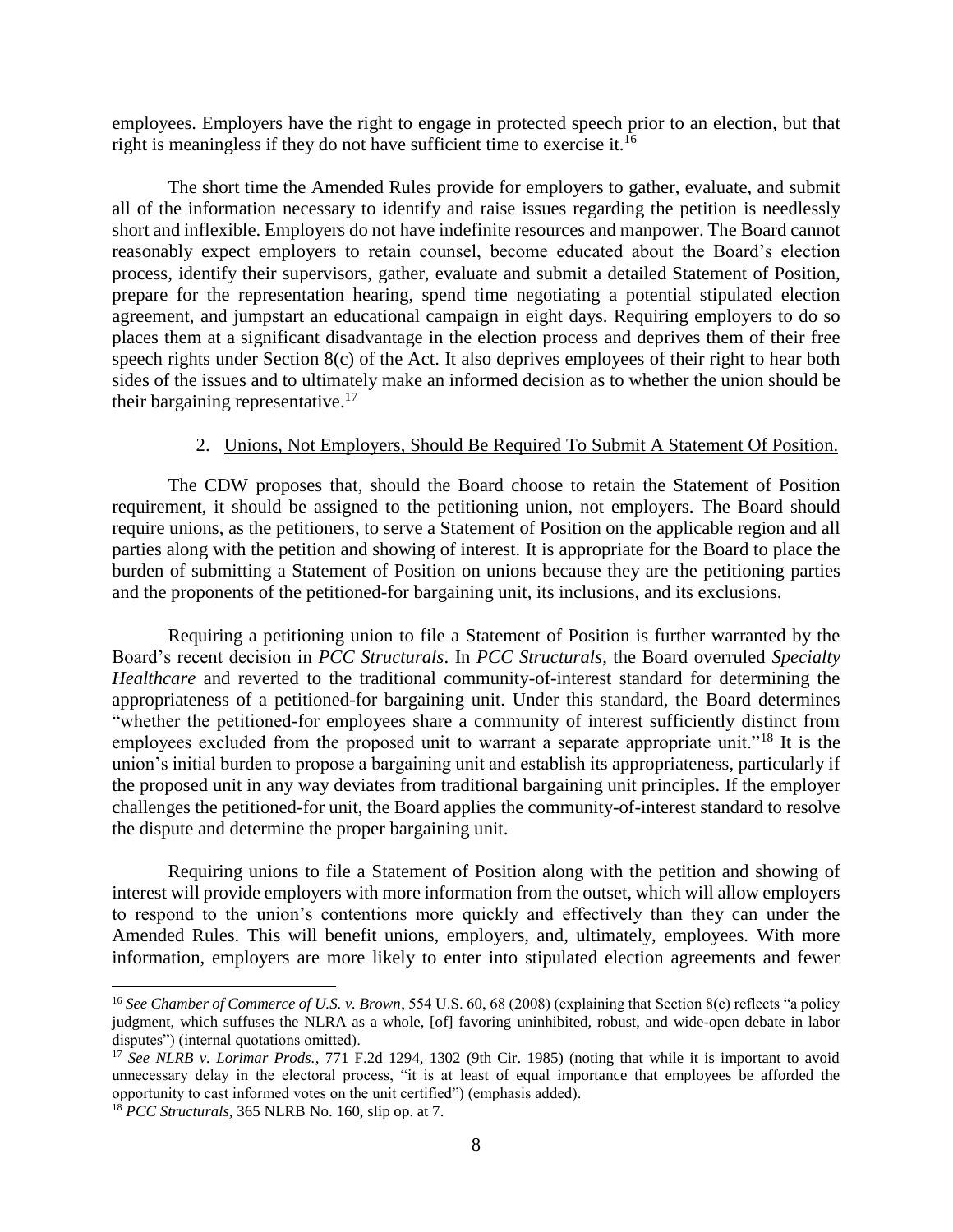employees. Employers have the right to engage in protected speech prior to an election, but that right is meaningless if they do not have sufficient time to exercise it.[16]

The short time the Amended Rules provide for employers to gather, evaluate, and submit all of the information necessary to identify and raise issues regarding the petition is needlessly short and inflexible. Employers do not have indefinite resources and manpower. The Board cannot reasonably expect employers to retain counsel, become educated about the Board's election process, identify their supervisors, gather, evaluate and submit a detailed Statement of Position, prepare for the representation hearing, spend time negotiating a potential stipulated election agreement, and jumpstart an educational campaign in eight days. Requiring employers to do so places them at a significant disadvantage in the election process and deprives them of their free speech rights under Section 8(c) of the Act. It also deprives employees of their right to hear both sides of the issues and to ultimately make an informed decision as to whether the union should be their bargaining representative.[17]

2. <u>Unions, Not Employers, Should Be Required To Submit A Statement Of Position.</u>

The CDW proposes that, should the Board choose to retain the Statement of Position requirement, it should be assigned to the petitioning union, not employers. The Board should require unions, as the petitioners, to serve a Statement of Position on the applicable region and all parties along with the petition and showing of interest. It is appropriate for the Board to place the burden of submitting a Statement of Position on unions because they are the petitioning parties and the proponents of the petitioned-for bargaining unit, its inclusions, and its exclusions.

Requiring a petitioning union to file a Statement of Position is further warranted by the Board's recent decision in *PCC Structurals*. In *PCC Structurals*, the Board overruled *Specialty Healthcare* and reverted to the traditional community-of-interest standard for determining the appropriateness of a petitioned-for bargaining unit. Under this standard, the Board determines "whether the petitioned-for employees share a community of interest sufficiently distinct from employees excluded from the proposed unit to warrant a separate appropriate unit."[18] It is the union's initial burden to propose a bargaining unit and establish its appropriateness, particularly if the proposed unit in any way deviates from traditional bargaining unit principles. If the employer challenges the petitioned-for unit, the Board applies the community-of-interest standard to resolve the dispute and determine the proper bargaining unit.

Requiring unions to file a Statement of Position along with the petition and showing of interest will provide employers with more information from the outset, which will allow employers to respond to the union's contentions more quickly and effectively than they can under the Amended Rules. This will benefit unions, employers, and, ultimately, employees. With more information, employers are more likely to enter into stipulated election agreements and fewer

---

[16] *See Chamber of Commerce of U.S. v. Brown*, 554 U.S. 60, 68 (2008) (explaining that Section 8(c) reflects "a policy judgment, which suffuses the NLRA as a whole, [of] favoring uninhibited, robust, and wide-open debate in labor disputes") (internal quotations omitted).

[17] *See NLRB v. Lorimar Prods.*, 771 F.2d 1294, 1302 (9th Cir. 1985) (noting that while it is important to avoid unnecessary delay in the electoral process, "it is at least of equal importance that employees be afforded the opportunity to cast informed votes on the unit certified") (emphasis added).

[18] *PCC Structurals*, 365 NLRB No. 160, slip op. at 7.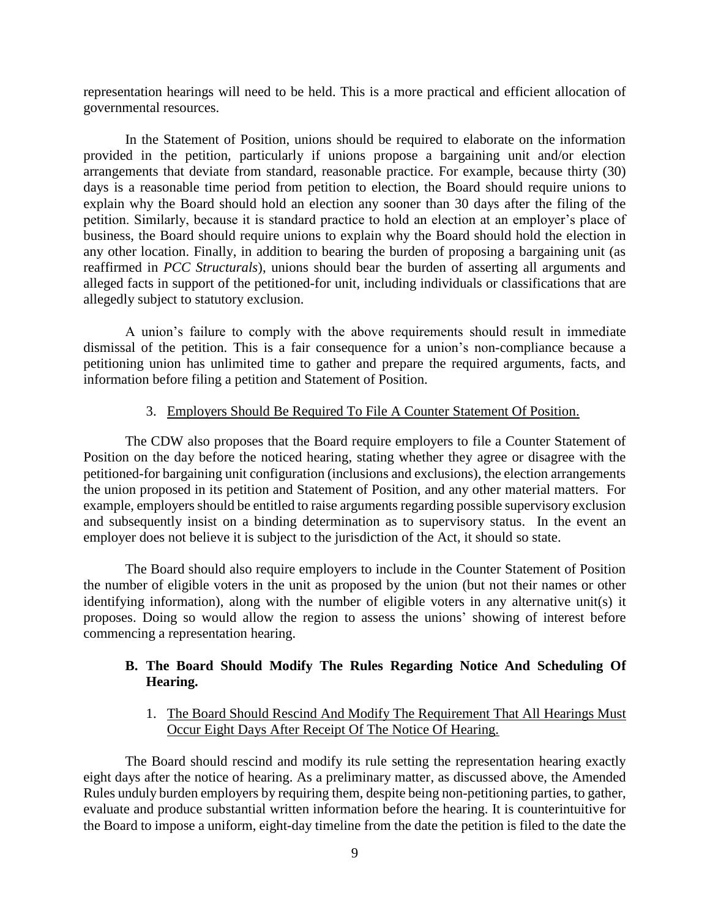representation hearings will need to be held. This is a more practical and efficient allocation of governmental resources.

In the Statement of Position, unions should be required to elaborate on the information provided in the petition, particularly if unions propose a bargaining unit and/or election arrangements that deviate from standard, reasonable practice. For example, because thirty (30) days is a reasonable time period from petition to election, the Board should require unions to explain why the Board should hold an election any sooner than 30 days after the filing of the petition. Similarly, because it is standard practice to hold an election at an employer's place of business, the Board should require unions to explain why the Board should hold the election in any other location. Finally, in addition to bearing the burden of proposing a bargaining unit (as reaffirmed in *PCC Structurals*), unions should bear the burden of asserting all arguments and alleged facts in support of the petitioned-for unit, including individuals or classifications that are allegedly subject to statutory exclusion.

A union's failure to comply with the above requirements should result in immediate dismissal of the petition. This is a fair consequence for a union's non-compliance because a petitioning union has unlimited time to gather and prepare the required arguments, facts, and information before filing a petition and Statement of Position.

3. Employers Should Be Required To File A Counter Statement Of Position.

The CDW also proposes that the Board require employers to file a Counter Statement of Position on the day before the noticed hearing, stating whether they agree or disagree with the petitioned-for bargaining unit configuration (inclusions and exclusions), the election arrangements the union proposed in its petition and Statement of Position, and any other material matters. For example, employers should be entitled to raise arguments regarding possible supervisory exclusion and subsequently insist on a binding determination as to supervisory status. In the event an employer does not believe it is subject to the jurisdiction of the Act, it should so state.

The Board should also require employers to include in the Counter Statement of Position the number of eligible voters in the unit as proposed by the union (but not their names or other identifying information), along with the number of eligible voters in any alternative unit(s) it proposes. Doing so would allow the region to assess the unions' showing of interest before commencing a representation hearing.

### B. The Board Should Modify The Rules Regarding Notice And Scheduling Of Hearing.

1. The Board Should Rescind And Modify The Requirement That All Hearings Must Occur Eight Days After Receipt Of The Notice Of Hearing.

The Board should rescind and modify its rule setting the representation hearing exactly eight days after the notice of hearing. As a preliminary matter, as discussed above, the Amended Rules unduly burden employers by requiring them, despite being non-petitioning parties, to gather, evaluate and produce substantial written information before the hearing. It is counterintuitive for the Board to impose a uniform, eight-day timeline from the date the petition is filed to the date the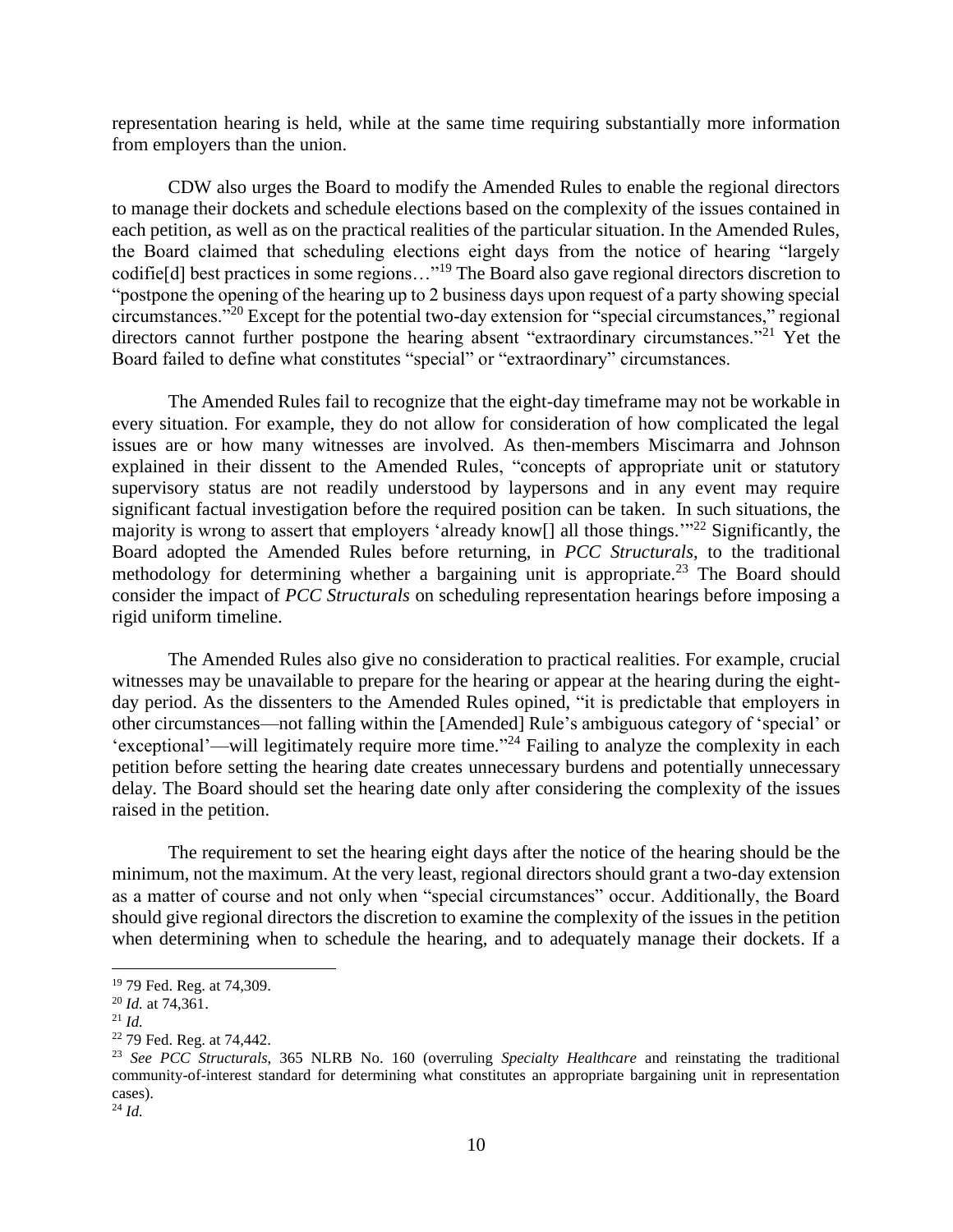representation hearing is held, while at the same time requiring substantially more information from employers than the union.

CDW also urges the Board to modify the Amended Rules to enable the regional directors to manage their dockets and schedule elections based on the complexity of the issues contained in each petition, as well as on the practical realities of the particular situation. In the Amended Rules, the Board claimed that scheduling elections eight days from the notice of hearing "largely codifie[d] best practices in some regions…"[19] The Board also gave regional directors discretion to "postpone the opening of the hearing up to 2 business days upon request of a party showing special circumstances."[20] Except for the potential two-day extension for "special circumstances," regional directors cannot further postpone the hearing absent "extraordinary circumstances."[21] Yet the Board failed to define what constitutes "special" or "extraordinary" circumstances.

The Amended Rules fail to recognize that the eight-day timeframe may not be workable in every situation. For example, they do not allow for consideration of how complicated the legal issues are or how many witnesses are involved. As then-members Miscimarra and Johnson explained in their dissent to the Amended Rules, "concepts of appropriate unit or statutory supervisory status are not readily understood by laypersons and in any event may require significant factual investigation before the required position can be taken. In such situations, the majority is wrong to assert that employers 'already know[] all those things.'"[22] Significantly, the Board adopted the Amended Rules before returning, in *PCC Structurals*, to the traditional methodology for determining whether a bargaining unit is appropriate.[23] The Board should consider the impact of *PCC Structurals* on scheduling representation hearings before imposing a rigid uniform timeline.

The Amended Rules also give no consideration to practical realities. For example, crucial witnesses may be unavailable to prepare for the hearing or appear at the hearing during the eight-day period. As the dissenters to the Amended Rules opined, "it is predictable that employers in other circumstances—not falling within the [Amended] Rule's ambiguous category of 'special' or 'exceptional'—will legitimately require more time."[24] Failing to analyze the complexity in each petition before setting the hearing date creates unnecessary burdens and potentially unnecessary delay. The Board should set the hearing date only after considering the complexity of the issues raised in the petition.

The requirement to set the hearing eight days after the notice of the hearing should be the minimum, not the maximum. At the very least, regional directors should grant a two-day extension as a matter of course and not only when "special circumstances" occur. Additionally, the Board should give regional directors the discretion to examine the complexity of the issues in the petition when determining when to schedule the hearing, and to adequately manage their dockets. If a

---

[19] 79 Fed. Reg. at 74,309.

[20] *Id.* at 74,361.

[21] *Id.*

[22] 79 Fed. Reg. at 74,442.

[23] *See PCC Structurals*, 365 NLRB No. 160 (overruling *Specialty Healthcare* and reinstating the traditional community-of-interest standard for determining what constitutes an appropriate bargaining unit in representation cases).

[24] *Id.*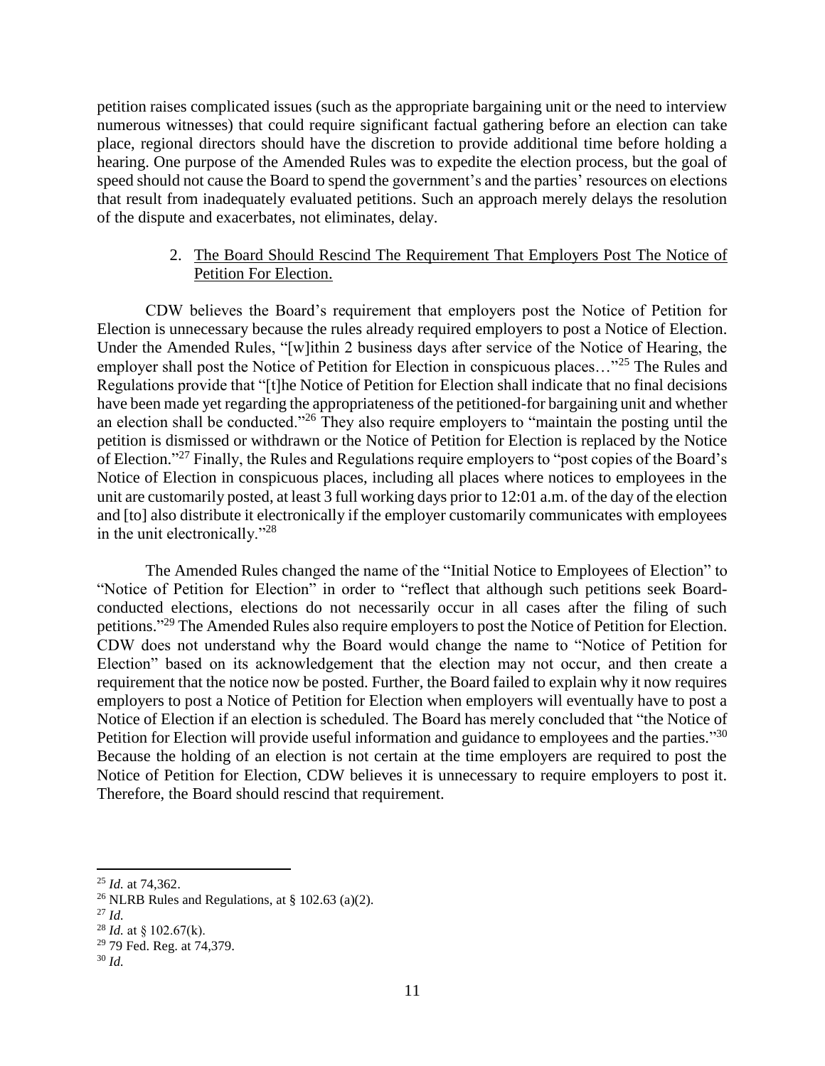petition raises complicated issues (such as the appropriate bargaining unit or the need to interview numerous witnesses) that could require significant factual gathering before an election can take place, regional directors should have the discretion to provide additional time before holding a hearing. One purpose of the Amended Rules was to expedite the election process, but the goal of speed should not cause the Board to spend the government's and the parties' resources on elections that result from inadequately evaluated petitions. Such an approach merely delays the resolution of the dispute and exacerbates, not eliminates, delay.

2. The Board Should Rescind The Requirement That Employers Post The Notice of Petition For Election.

CDW believes the Board's requirement that employers post the Notice of Petition for Election is unnecessary because the rules already required employers to post a Notice of Election. Under the Amended Rules, "[w]ithin 2 business days after service of the Notice of Hearing, the employer shall post the Notice of Petition for Election in conspicuous places…"[25] The Rules and Regulations provide that "[t]he Notice of Petition for Election shall indicate that no final decisions have been made yet regarding the appropriateness of the petitioned-for bargaining unit and whether an election shall be conducted."[26] They also require employers to "maintain the posting until the petition is dismissed or withdrawn or the Notice of Petition for Election is replaced by the Notice of Election."[27] Finally, the Rules and Regulations require employers to "post copies of the Board's Notice of Election in conspicuous places, including all places where notices to employees in the unit are customarily posted, at least 3 full working days prior to 12:01 a.m. of the day of the election and [to] also distribute it electronically if the employer customarily communicates with employees in the unit electronically."[28]

The Amended Rules changed the name of the "Initial Notice to Employees of Election" to "Notice of Petition for Election" in order to "reflect that although such petitions seek Board-conducted elections, elections do not necessarily occur in all cases after the filing of such petitions."[29] The Amended Rules also require employers to post the Notice of Petition for Election. CDW does not understand why the Board would change the name to "Notice of Petition for Election" based on its acknowledgement that the election may not occur, and then create a requirement that the notice now be posted. Further, the Board failed to explain why it now requires employers to post a Notice of Petition for Election when employers will eventually have to post a Notice of Election if an election is scheduled. The Board has merely concluded that "the Notice of Petition for Election will provide useful information and guidance to employees and the parties."[30] Because the holding of an election is not certain at the time employers are required to post the Notice of Petition for Election, CDW believes it is unnecessary to require employers to post it. Therefore, the Board should rescind that requirement.

---

[25] *Id.* at 74,362.

[26] NLRB Rules and Regulations, at § 102.63 (a)(2).

[27] *Id.*

[28] *Id.* at § 102.67(k).

[29] 79 Fed. Reg. at 74,379.

[30] *Id.*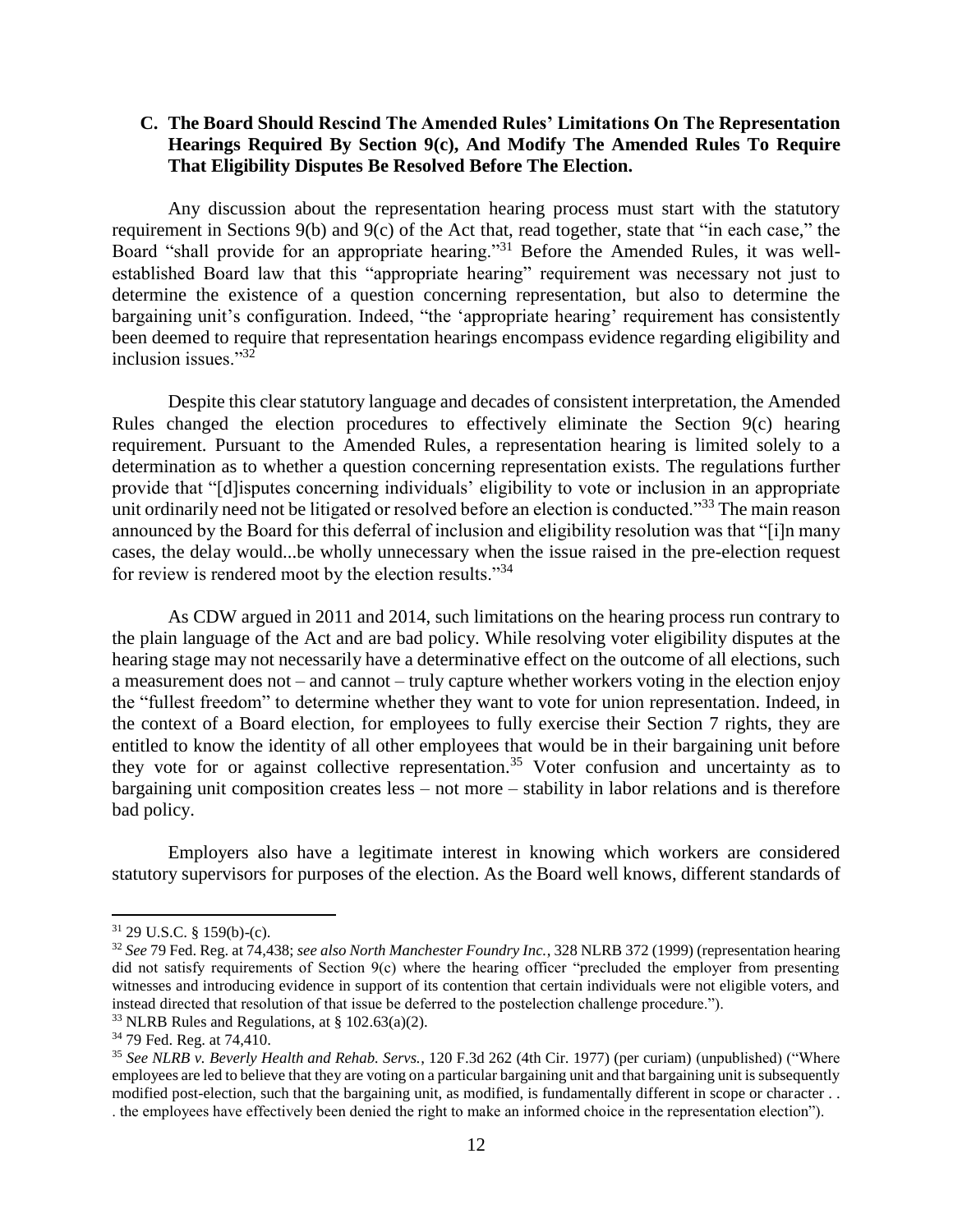### C. The Board Should Rescind The Amended Rules' Limitations On The Representation Hearings Required By Section 9(c), And Modify The Amended Rules To Require That Eligibility Disputes Be Resolved Before The Election.

Any discussion about the representation hearing process must start with the statutory requirement in Sections 9(b) and 9(c) of the Act that, read together, state that "in each case," the Board "shall provide for an appropriate hearing."[31] Before the Amended Rules, it was well-established Board law that this "appropriate hearing" requirement was necessary not just to determine the existence of a question concerning representation, but also to determine the bargaining unit's configuration. Indeed, "the 'appropriate hearing' requirement has consistently been deemed to require that representation hearings encompass evidence regarding eligibility and inclusion issues."[32]

Despite this clear statutory language and decades of consistent interpretation, the Amended Rules changed the election procedures to effectively eliminate the Section 9(c) hearing requirement. Pursuant to the Amended Rules, a representation hearing is limited solely to a determination as to whether a question concerning representation exists. The regulations further provide that "[d]isputes concerning individuals' eligibility to vote or inclusion in an appropriate unit ordinarily need not be litigated or resolved before an election is conducted."[33] The main reason announced by the Board for this deferral of inclusion and eligibility resolution was that "[i]n many cases, the delay would...be wholly unnecessary when the issue raised in the pre-election request for review is rendered moot by the election results."[34]

As CDW argued in 2011 and 2014, such limitations on the hearing process run contrary to the plain language of the Act and are bad policy. While resolving voter eligibility disputes at the hearing stage may not necessarily have a determinative effect on the outcome of all elections, such a measurement does not – and cannot – truly capture whether workers voting in the election enjoy the "fullest freedom" to determine whether they want to vote for union representation. Indeed, in the context of a Board election, for employees to fully exercise their Section 7 rights, they are entitled to know the identity of all other employees that would be in their bargaining unit before they vote for or against collective representation.[35] Voter confusion and uncertainty as to bargaining unit composition creates less – not more – stability in labor relations and is therefore bad policy.

Employers also have a legitimate interest in knowing which workers are considered statutory supervisors for purposes of the election. As the Board well knows, different standards of

---

[31] 29 U.S.C. § 159(b)-(c).

[32] *See* 79 Fed. Reg. at 74,438; *see also North Manchester Foundry Inc.*, 328 NLRB 372 (1999) (representation hearing did not satisfy requirements of Section 9(c) where the hearing officer "precluded the employer from presenting witnesses and introducing evidence in support of its contention that certain individuals were not eligible voters, and instead directed that resolution of that issue be deferred to the postelection challenge procedure.").

[33] NLRB Rules and Regulations, at § 102.63(a)(2).

[34] 79 Fed. Reg. at 74,410.

[35] *See NLRB v. Beverly Health and Rehab. Servs.*, 120 F.3d 262 (4th Cir. 1977) (per curiam) (unpublished) ("Where employees are led to believe that they are voting on a particular bargaining unit and that bargaining unit is subsequently modified post-election, such that the bargaining unit, as modified, is fundamentally different in scope or character . . . the employees have effectively been denied the right to make an informed choice in the representation election").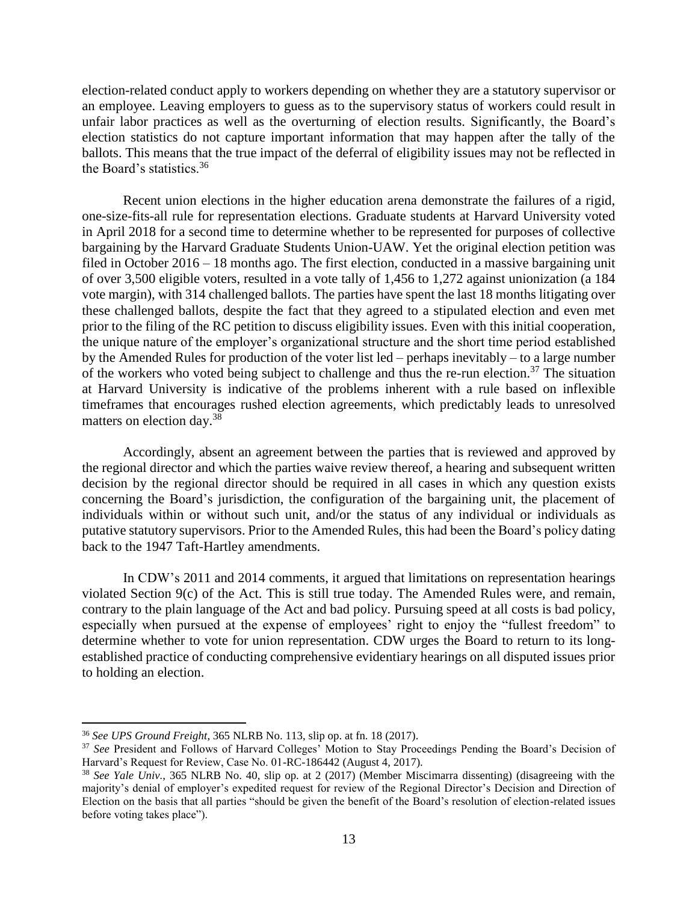election-related conduct apply to workers depending on whether they are a statutory supervisor or an employee. Leaving employers to guess as to the supervisory status of workers could result in unfair labor practices as well as the overturning of election results. Significantly, the Board's election statistics do not capture important information that may happen after the tally of the ballots. This means that the true impact of the deferral of eligibility issues may not be reflected in the Board's statistics.[36]

Recent union elections in the higher education arena demonstrate the failures of a rigid, one-size-fits-all rule for representation elections. Graduate students at Harvard University voted in April 2018 for a second time to determine whether to be represented for purposes of collective bargaining by the Harvard Graduate Students Union-UAW. Yet the original election petition was filed in October 2016 – 18 months ago. The first election, conducted in a massive bargaining unit of over 3,500 eligible voters, resulted in a vote tally of 1,456 to 1,272 against unionization (a 184 vote margin), with 314 challenged ballots. The parties have spent the last 18 months litigating over these challenged ballots, despite the fact that they agreed to a stipulated election and even met prior to the filing of the RC petition to discuss eligibility issues. Even with this initial cooperation, the unique nature of the employer's organizational structure and the short time period established by the Amended Rules for production of the voter list led – perhaps inevitably – to a large number of the workers who voted being subject to challenge and thus the re-run election.[37] The situation at Harvard University is indicative of the problems inherent with a rule based on inflexible timeframes that encourages rushed election agreements, which predictably leads to unresolved matters on election day.[38]

Accordingly, absent an agreement between the parties that is reviewed and approved by the regional director and which the parties waive review thereof, a hearing and subsequent written decision by the regional director should be required in all cases in which any question exists concerning the Board's jurisdiction, the configuration of the bargaining unit, the placement of individuals within or without such unit, and/or the status of any individual or individuals as putative statutory supervisors. Prior to the Amended Rules, this had been the Board's policy dating back to the 1947 Taft-Hartley amendments.

In CDW's 2011 and 2014 comments, it argued that limitations on representation hearings violated Section 9(c) of the Act. This is still true today. The Amended Rules were, and remain, contrary to the plain language of the Act and bad policy. Pursuing speed at all costs is bad policy, especially when pursued at the expense of employees' right to enjoy the "fullest freedom" to determine whether to vote for union representation. CDW urges the Board to return to its long-established practice of conducting comprehensive evidentiary hearings on all disputed issues prior to holding an election.

---

[36] *See UPS Ground Freight*, 365 NLRB No. 113, slip op. at fn. 18 (2017).

[37] *See* President and Follows of Harvard Colleges' Motion to Stay Proceedings Pending the Board's Decision of Harvard's Request for Review, Case No. 01-RC-186442 (August 4, 2017).

[38] *See Yale Univ.*, 365 NLRB No. 40, slip op. at 2 (2017) (Member Miscimarra dissenting) (disagreeing with the majority's denial of employer's expedited request for review of the Regional Director's Decision and Direction of Election on the basis that all parties "should be given the benefit of the Board's resolution of election-related issues before voting takes place").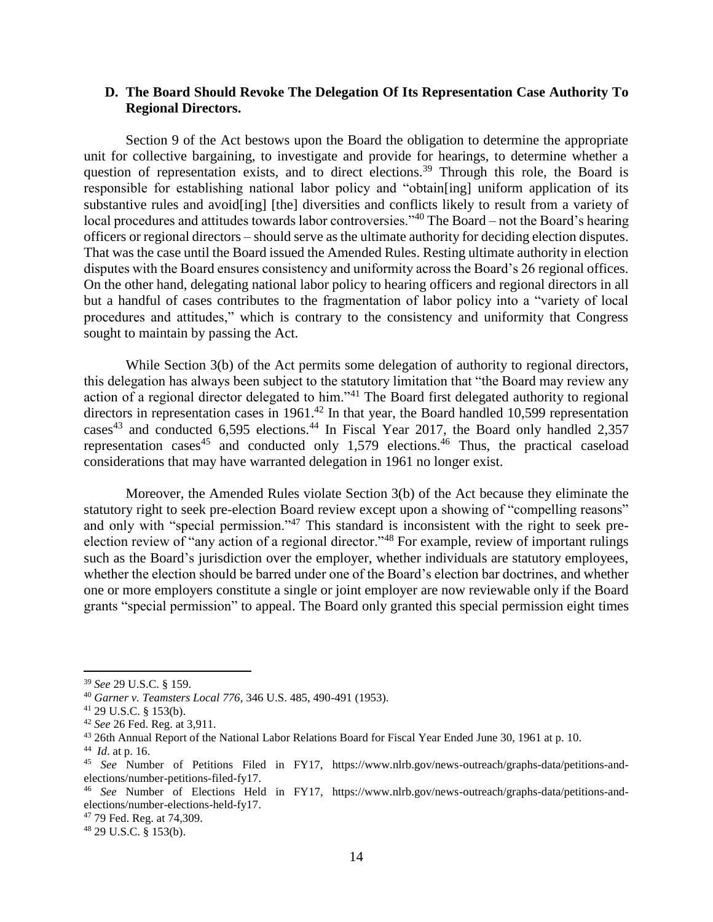### D. The Board Should Revoke The Delegation Of Its Representation Case Authority To Regional Directors.

Section 9 of the Act bestows upon the Board the obligation to determine the appropriate unit for collective bargaining, to investigate and provide for hearings, to determine whether a question of representation exists, and to direct elections.[39] Through this role, the Board is responsible for establishing national labor policy and "obtain[ing] uniform application of its substantive rules and avoid[ing] [the] diversities and conflicts likely to result from a variety of local procedures and attitudes towards labor controversies."[40] The Board – not the Board's hearing officers or regional directors – should serve as the ultimate authority for deciding election disputes. That was the case until the Board issued the Amended Rules. Resting ultimate authority in election disputes with the Board ensures consistency and uniformity across the Board's 26 regional offices. On the other hand, delegating national labor policy to hearing officers and regional directors in all but a handful of cases contributes to the fragmentation of labor policy into a "variety of local procedures and attitudes," which is contrary to the consistency and uniformity that Congress sought to maintain by passing the Act.

While Section 3(b) of the Act permits some delegation of authority to regional directors, this delegation has always been subject to the statutory limitation that "the Board may review any action of a regional director delegated to him."[41] The Board first delegated authority to regional directors in representation cases in 1961.[42] In that year, the Board handled 10,599 representation cases[43] and conducted 6,595 elections.[44] In Fiscal Year 2017, the Board only handled 2,357 representation cases[45] and conducted only 1,579 elections.[46] Thus, the practical caseload considerations that may have warranted delegation in 1961 no longer exist.

Moreover, the Amended Rules violate Section 3(b) of the Act because they eliminate the statutory right to seek pre-election Board review except upon a showing of "compelling reasons" and only with "special permission."[47] This standard is inconsistent with the right to seek pre-election review of "any action of a regional director."[48] For example, review of important rulings such as the Board's jurisdiction over the employer, whether individuals are statutory employees, whether the election should be barred under one of the Board's election bar doctrines, and whether one or more employers constitute a single or joint employer are now reviewable only if the Board grants "special permission" to appeal. The Board only granted this special permission eight times

---

[39] *See* 29 U.S.C. § 159.

[40] *Garner v. Teamsters Local 776*, 346 U.S. 485, 490-491 (1953).

[41] 29 U.S.C. § 153(b).

[42] *See* 26 Fed. Reg. at 3,911.

[43] 26th Annual Report of the National Labor Relations Board for Fiscal Year Ended June 30, 1961 at p. 10.

[44] *Id*. at p. 16.

[45] *See* Number of Petitions Filed in FY17, https://www.nlrb.gov/news-outreach/graphs-data/petitions-and-elections/number-petitions-filed-fy17.

[46] *See* Number of Elections Held in FY17, https://www.nlrb.gov/news-outreach/graphs-data/petitions-and-elections/number-elections-held-fy17.

[47] 79 Fed. Reg. at 74,309.

[48] 29 U.S.C. § 153(b).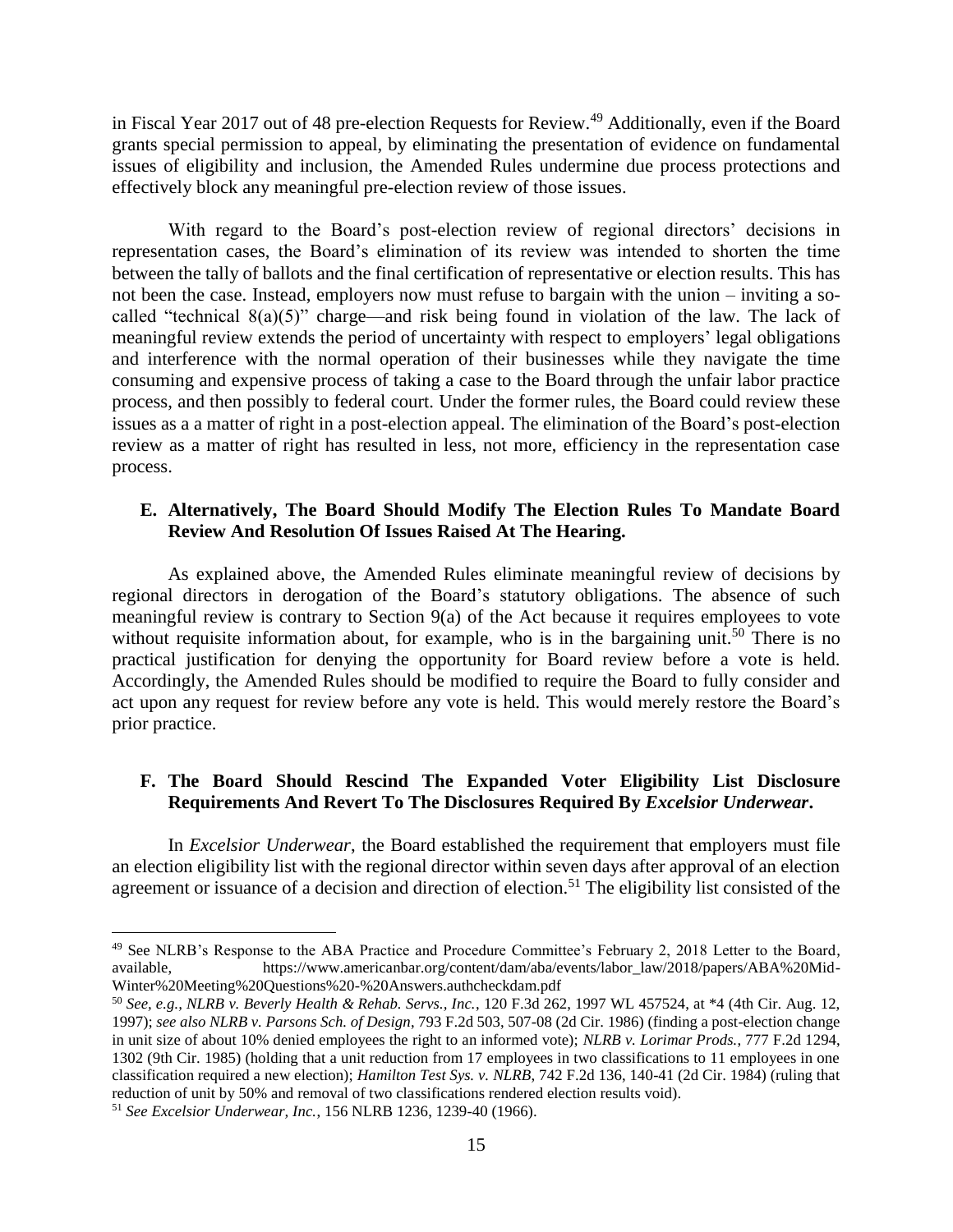in Fiscal Year 2017 out of 48 pre-election Requests for Review.[49] Additionally, even if the Board grants special permission to appeal, by eliminating the presentation of evidence on fundamental issues of eligibility and inclusion, the Amended Rules undermine due process protections and effectively block any meaningful pre-election review of those issues.

With regard to the Board's post-election review of regional directors' decisions in representation cases, the Board's elimination of its review was intended to shorten the time between the tally of ballots and the final certification of representative or election results. This has not been the case. Instead, employers now must refuse to bargain with the union – inviting a so-called "technical 8(a)(5)" charge—and risk being found in violation of the law. The lack of meaningful review extends the period of uncertainty with respect to employers' legal obligations and interference with the normal operation of their businesses while they navigate the time consuming and expensive process of taking a case to the Board through the unfair labor practice process, and then possibly to federal court. Under the former rules, the Board could review these issues as a a matter of right in a post-election appeal. The elimination of the Board's post-election review as a matter of right has resulted in less, not more, efficiency in the representation case process.

### E. Alternatively, The Board Should Modify The Election Rules To Mandate Board Review And Resolution Of Issues Raised At The Hearing.

As explained above, the Amended Rules eliminate meaningful review of decisions by regional directors in derogation of the Board's statutory obligations. The absence of such meaningful review is contrary to Section 9(a) of the Act because it requires employees to vote without requisite information about, for example, who is in the bargaining unit.[50] There is no practical justification for denying the opportunity for Board review before a vote is held. Accordingly, the Amended Rules should be modified to require the Board to fully consider and act upon any request for review before any vote is held. This would merely restore the Board's prior practice.

### F. The Board Should Rescind The Expanded Voter Eligibility List Disclosure Requirements And Revert To The Disclosures Required By *Excelsior Underwear*.

In *Excelsior Underwear*, the Board established the requirement that employers must file an election eligibility list with the regional director within seven days after approval of an election agreement or issuance of a decision and direction of election.[51] The eligibility list consisted of the

---

[49] See NLRB's Response to the ABA Practice and Procedure Committee's February 2, 2018 Letter to the Board, available, https://www.americanbar.org/content/dam/aba/events/labor_law/2018/papers/ABA%20Mid-Winter%20Meeting%20Questions%20-%20Answers.authcheckdam.pdf

[50] *See, e.g.*, *NLRB v. Beverly Health & Rehab. Servs., Inc.*, 120 F.3d 262, 1997 WL 457524, at *4 (4th Cir. Aug. 12, 1997); *see also NLRB v. Parsons Sch. of Design*, 793 F.2d 503, 507-08 (2d Cir. 1986) (finding a post-election change in unit size of about 10% denied employees the right to an informed vote); *NLRB v. Lorimar Prods.*, 777 F.2d 1294, 1302 (9th Cir. 1985) (holding that a unit reduction from 17 employees in two classifications to 11 employees in one classification required a new election); *Hamilton Test Sys. v. NLRB*, 742 F.2d 136, 140-41 (2d Cir. 1984) (ruling that reduction of unit by 50% and removal of two classifications rendered election results void).

[51] *See Excelsior Underwear, Inc.*, 156 NLRB 1236, 1239-40 (1966).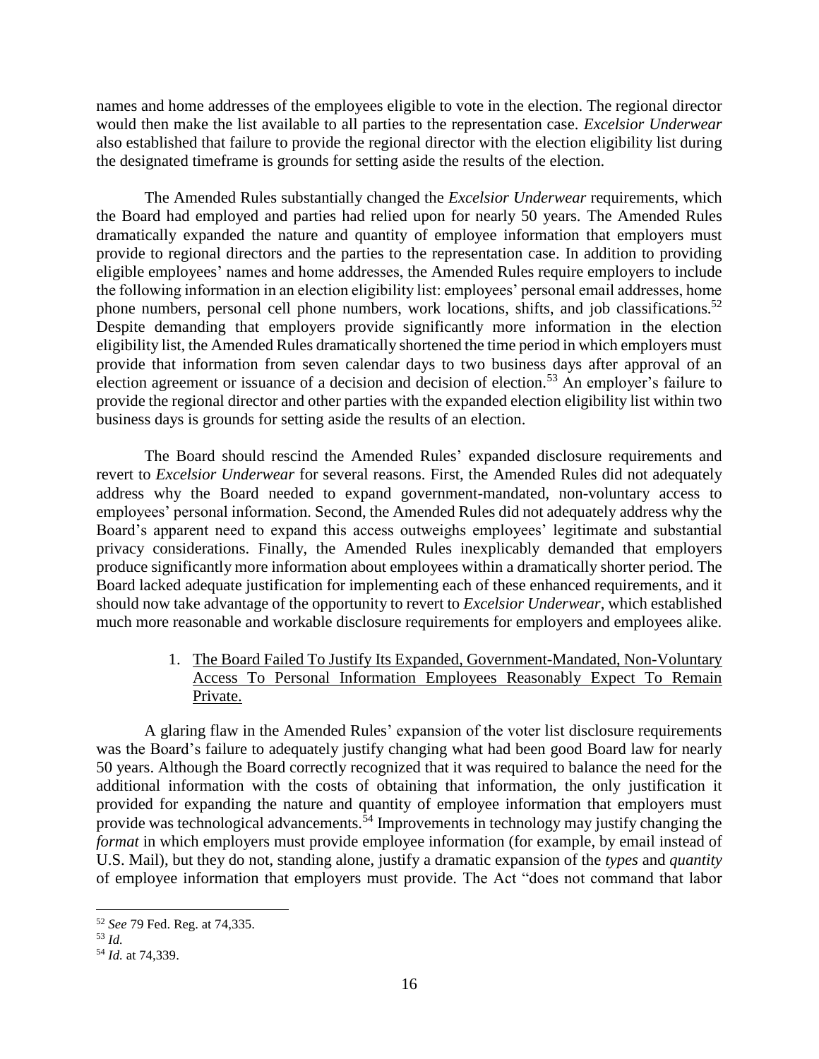names and home addresses of the employees eligible to vote in the election. The regional director would then make the list available to all parties to the representation case. *Excelsior Underwear* also established that failure to provide the regional director with the election eligibility list during the designated timeframe is grounds for setting aside the results of the election.

The Amended Rules substantially changed the *Excelsior Underwear* requirements, which the Board had employed and parties had relied upon for nearly 50 years. The Amended Rules dramatically expanded the nature and quantity of employee information that employers must provide to regional directors and the parties to the representation case. In addition to providing eligible employees' names and home addresses, the Amended Rules require employers to include the following information in an election eligibility list: employees' personal email addresses, home phone numbers, personal cell phone numbers, work locations, shifts, and job classifications.[52] Despite demanding that employers provide significantly more information in the election eligibility list, the Amended Rules dramatically shortened the time period in which employers must provide that information from seven calendar days to two business days after approval of an election agreement or issuance of a decision and decision of election.[53] An employer's failure to provide the regional director and other parties with the expanded election eligibility list within two business days is grounds for setting aside the results of an election.

The Board should rescind the Amended Rules' expanded disclosure requirements and revert to *Excelsior Underwear* for several reasons. First, the Amended Rules did not adequately address why the Board needed to expand government-mandated, non-voluntary access to employees' personal information. Second, the Amended Rules did not adequately address why the Board's apparent need to expand this access outweighs employees' legitimate and substantial privacy considerations. Finally, the Amended Rules inexplicably demanded that employers produce significantly more information about employees within a dramatically shorter period. The Board lacked adequate justification for implementing each of these enhanced requirements, and it should now take advantage of the opportunity to revert to *Excelsior Underwear*, which established much more reasonable and workable disclosure requirements for employers and employees alike.

1. <u>The Board Failed To Justify Its Expanded, Government-Mandated, Non-Voluntary Access To Personal Information Employees Reasonably Expect To Remain Private.</u>

A glaring flaw in the Amended Rules' expansion of the voter list disclosure requirements was the Board's failure to adequately justify changing what had been good Board law for nearly 50 years. Although the Board correctly recognized that it was required to balance the need for the additional information with the costs of obtaining that information, the only justification it provided for expanding the nature and quantity of employee information that employers must provide was technological advancements.[54] Improvements in technology may justify changing the *format* in which employers must provide employee information (for example, by email instead of U.S. Mail), but they do not, standing alone, justify a dramatic expansion of the *types* and *quantity* of employee information that employers must provide. The Act "does not command that labor

---

[52] *See* 79 Fed. Reg. at 74,335.

[53] *Id.*

[54] *Id.* at 74,339.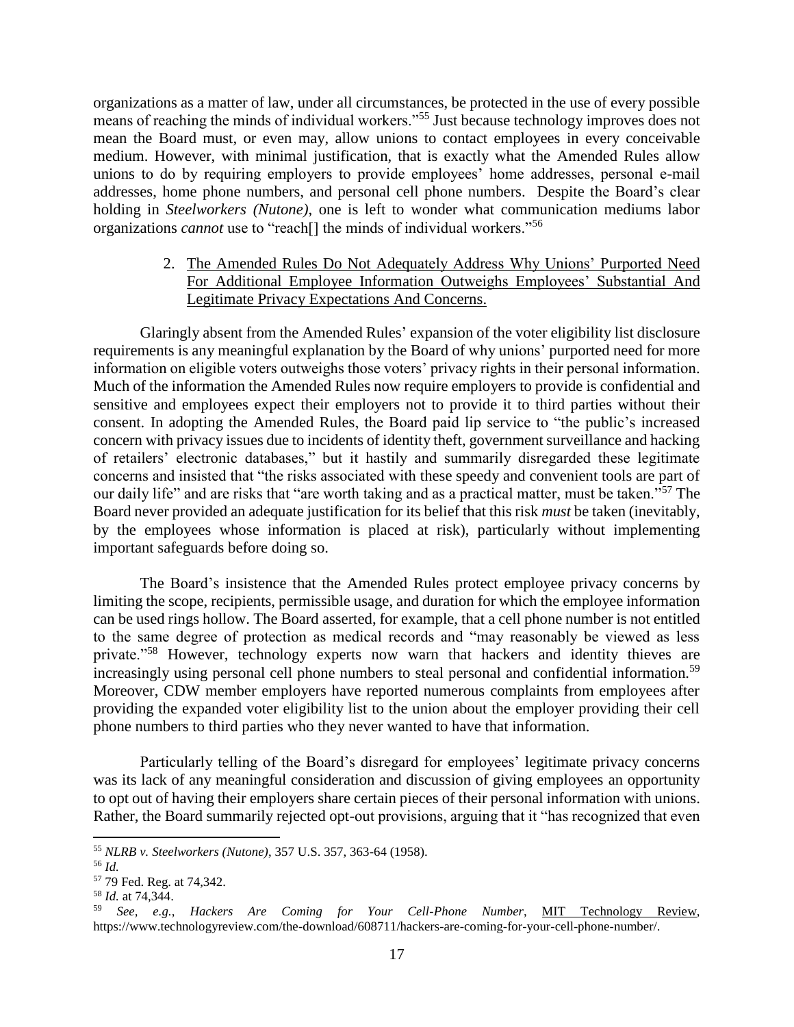organizations as a matter of law, under all circumstances, be protected in the use of every possible means of reaching the minds of individual workers."[55] Just because technology improves does not mean the Board must, or even may, allow unions to contact employees in every conceivable medium. However, with minimal justification, that is exactly what the Amended Rules allow unions to do by requiring employers to provide employees' home addresses, personal e-mail addresses, home phone numbers, and personal cell phone numbers. Despite the Board's clear holding in *Steelworkers (Nutone)*, one is left to wonder what communication mediums labor organizations *cannot* use to "reach[] the minds of individual workers."[56]

2. <u>The Amended Rules Do Not Adequately Address Why Unions' Purported Need For Additional Employee Information Outweighs Employees' Substantial And Legitimate Privacy Expectations And Concerns.</u>

Glaringly absent from the Amended Rules' expansion of the voter eligibility list disclosure requirements is any meaningful explanation by the Board of why unions' purported need for more information on eligible voters outweighs those voters' privacy rights in their personal information. Much of the information the Amended Rules now require employers to provide is confidential and sensitive and employees expect their employers not to provide it to third parties without their consent. In adopting the Amended Rules, the Board paid lip service to "the public's increased concern with privacy issues due to incidents of identity theft, government surveillance and hacking of retailers' electronic databases," but it hastily and summarily disregarded these legitimate concerns and insisted that "the risks associated with these speedy and convenient tools are part of our daily life" and are risks that "are worth taking and as a practical matter, must be taken."[57] The Board never provided an adequate justification for its belief that this risk *must* be taken (inevitably, by the employees whose information is placed at risk), particularly without implementing important safeguards before doing so.

The Board's insistence that the Amended Rules protect employee privacy concerns by limiting the scope, recipients, permissible usage, and duration for which the employee information can be used rings hollow. The Board asserted, for example, that a cell phone number is not entitled to the same degree of protection as medical records and "may reasonably be viewed as less private."[58] However, technology experts now warn that hackers and identity thieves are increasingly using personal cell phone numbers to steal personal and confidential information.[59] Moreover, CDW member employers have reported numerous complaints from employees after providing the expanded voter eligibility list to the union about the employer providing their cell phone numbers to third parties who they never wanted to have that information.

Particularly telling of the Board's disregard for employees' legitimate privacy concerns was its lack of any meaningful consideration and discussion of giving employees an opportunity to opt out of having their employers share certain pieces of their personal information with unions. Rather, the Board summarily rejected opt-out provisions, arguing that it "has recognized that even

---

[55] *NLRB v. Steelworkers (Nutone)*, 357 U.S. 357, 363-64 (1958).

[56] *Id.*

[57] 79 Fed. Reg. at 74,342.

[58] *Id.* at 74,344.

[59] *See, e.g.*, *Hackers Are Coming for Your Cell-Phone Number*, <u>MIT Technology Review</u>, https://www.technologyreview.com/the-download/608711/hackers-are-coming-for-your-cell-phone-number/.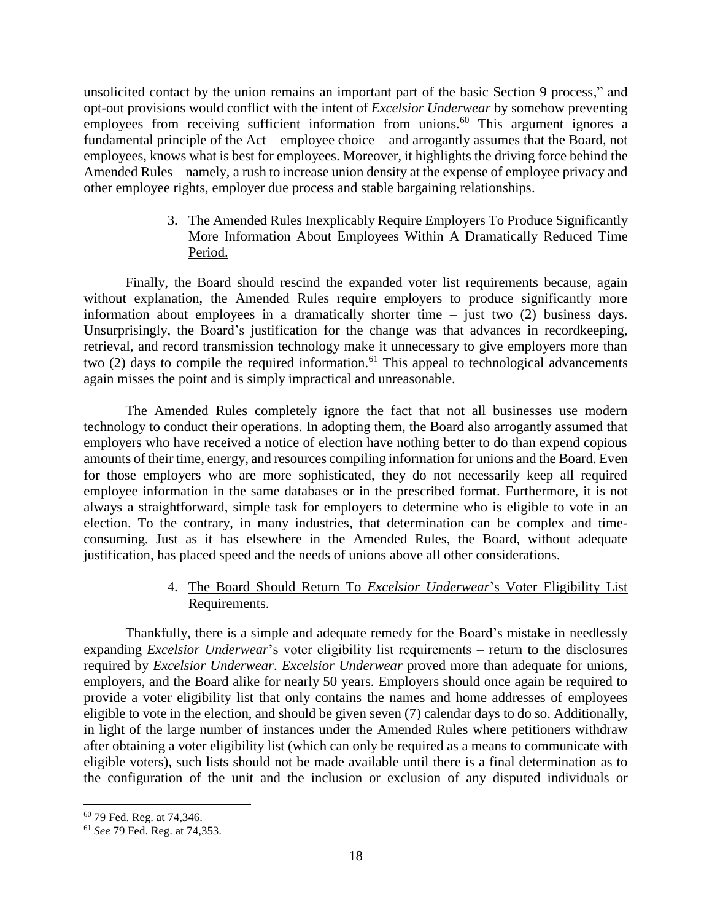unsolicited contact by the union remains an important part of the basic Section 9 process," and opt-out provisions would conflict with the intent of *Excelsior Underwear* by somehow preventing employees from receiving sufficient information from unions.[60] This argument ignores a fundamental principle of the Act – employee choice – and arrogantly assumes that the Board, not employees, knows what is best for employees. Moreover, it highlights the driving force behind the Amended Rules – namely, a rush to increase union density at the expense of employee privacy and other employee rights, employer due process and stable bargaining relationships.

3. <u>The Amended Rules Inexplicably Require Employers To Produce Significantly More Information About Employees Within A Dramatically Reduced Time Period.</u>

Finally, the Board should rescind the expanded voter list requirements because, again without explanation, the Amended Rules require employers to produce significantly more information about employees in a dramatically shorter time – just two (2) business days. Unsurprisingly, the Board's justification for the change was that advances in recordkeeping, retrieval, and record transmission technology make it unnecessary to give employers more than two (2) days to compile the required information.[61] This appeal to technological advancements again misses the point and is simply impractical and unreasonable.

The Amended Rules completely ignore the fact that not all businesses use modern technology to conduct their operations. In adopting them, the Board also arrogantly assumed that employers who have received a notice of election have nothing better to do than expend copious amounts of their time, energy, and resources compiling information for unions and the Board. Even for those employers who are more sophisticated, they do not necessarily keep all required employee information in the same databases or in the prescribed format. Furthermore, it is not always a straightforward, simple task for employers to determine who is eligible to vote in an election. To the contrary, in many industries, that determination can be complex and time-consuming. Just as it has elsewhere in the Amended Rules, the Board, without adequate justification, has placed speed and the needs of unions above all other considerations.

4. <u>The Board Should Return To *Excelsior Underwear*'s Voter Eligibility List Requirements.</u>

Thankfully, there is a simple and adequate remedy for the Board's mistake in needlessly expanding *Excelsior Underwear*'s voter eligibility list requirements – return to the disclosures required by *Excelsior Underwear*. *Excelsior Underwear* proved more than adequate for unions, employers, and the Board alike for nearly 50 years. Employers should once again be required to provide a voter eligibility list that only contains the names and home addresses of employees eligible to vote in the election, and should be given seven (7) calendar days to do so. Additionally, in light of the large number of instances under the Amended Rules where petitioners withdraw after obtaining a voter eligibility list (which can only be required as a means to communicate with eligible voters), such lists should not be made available until there is a final determination as to the configuration of the unit and the inclusion or exclusion of any disputed individuals or

---

[60] 79 Fed. Reg. at 74,346.

[61] *See* 79 Fed. Reg. at 74,353.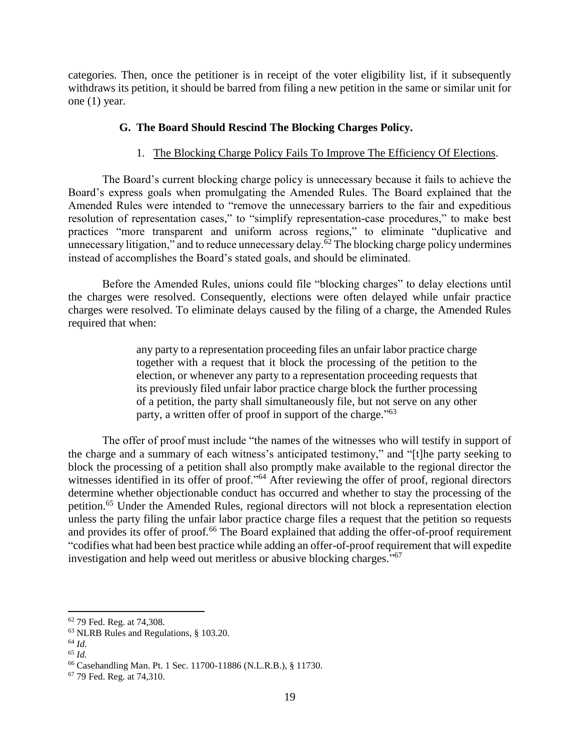categories. Then, once the petitioner is in receipt of the voter eligibility list, if it subsequently withdraws its petition, it should be barred from filing a new petition in the same or similar unit for one (1) year.

### G. The Board Should Rescind The Blocking Charges Policy.

1. The Blocking Charge Policy Fails To Improve The Efficiency Of Elections.

The Board's current blocking charge policy is unnecessary because it fails to achieve the Board's express goals when promulgating the Amended Rules. The Board explained that the Amended Rules were intended to "remove the unnecessary barriers to the fair and expeditious resolution of representation cases," to "simplify representation-case procedures," to make best practices "more transparent and uniform across regions," to eliminate "duplicative and unnecessary litigation," and to reduce unnecessary delay.[62] The blocking charge policy undermines instead of accomplishes the Board's stated goals, and should be eliminated.

Before the Amended Rules, unions could file "blocking charges" to delay elections until the charges were resolved. Consequently, elections were often delayed while unfair practice charges were resolved. To eliminate delays caused by the filing of a charge, the Amended Rules required that when:

> any party to a representation proceeding files an unfair labor practice charge together with a request that it block the processing of the petition to the election, or whenever any party to a representation proceeding requests that its previously filed unfair labor practice charge block the further processing of a petition, the party shall simultaneously file, but not serve on any other party, a written offer of proof in support of the charge."[63]

The offer of proof must include "the names of the witnesses who will testify in support of the charge and a summary of each witness's anticipated testimony," and "[t]he party seeking to block the processing of a petition shall also promptly make available to the regional director the witnesses identified in its offer of proof."[64] After reviewing the offer of proof, regional directors determine whether objectionable conduct has occurred and whether to stay the processing of the petition.[65] Under the Amended Rules, regional directors will not block a representation election unless the party filing the unfair labor practice charge files a request that the petition so requests and provides its offer of proof.[66] The Board explained that adding the offer-of-proof requirement "codifies what had been best practice while adding an offer-of-proof requirement that will expedite investigation and help weed out meritless or abusive blocking charges."[67]

---

[62] 79 Fed. Reg. at 74,308.

[63] NLRB Rules and Regulations, § 103.20.

[64] *Id.*

[65] *Id.*

[66] Casehandling Man. Pt. 1 Sec. 11700-11886 (N.L.R.B.), § 11730.

[67] 79 Fed. Reg. at 74,310.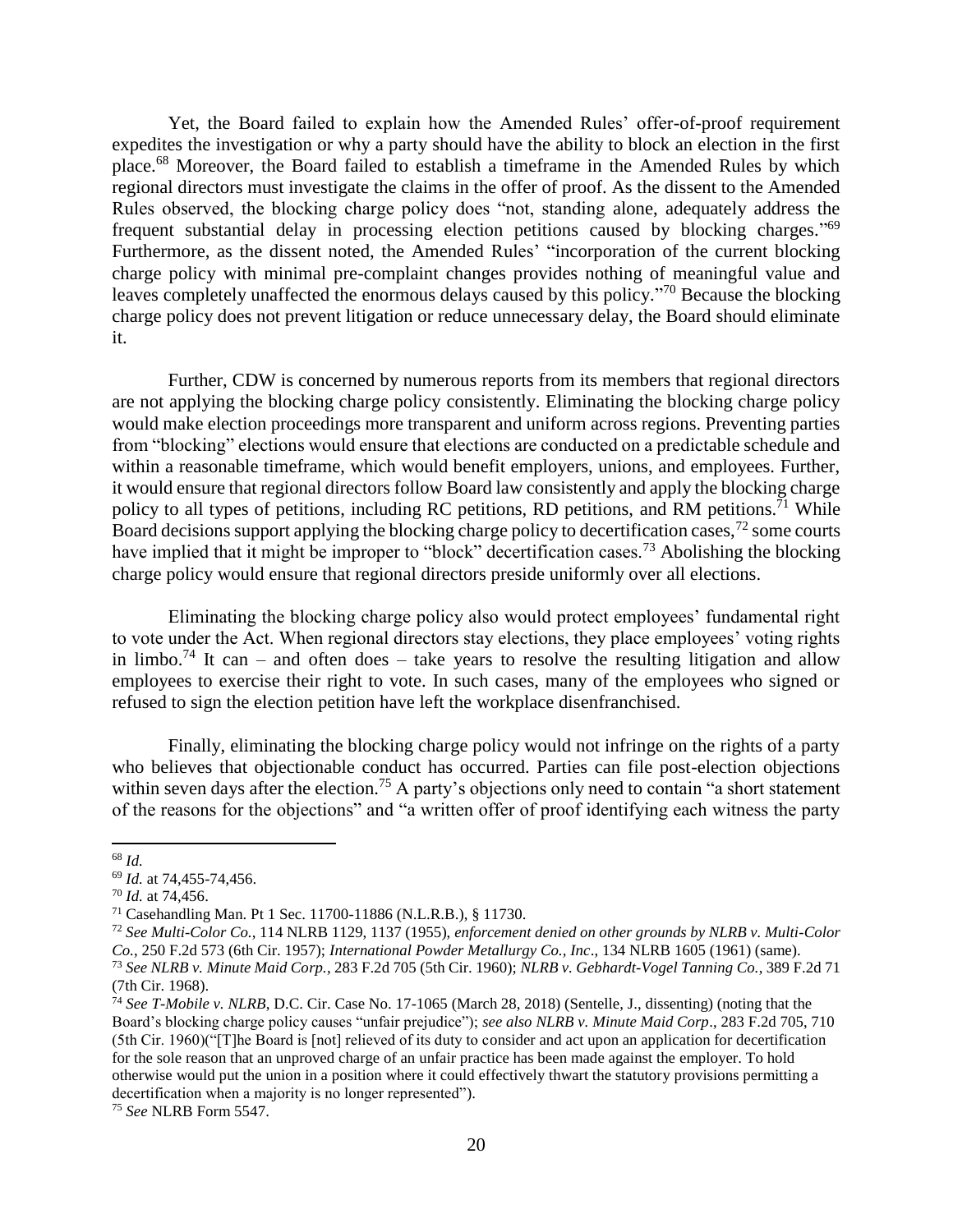Yet, the Board failed to explain how the Amended Rules' offer-of-proof requirement expedites the investigation or why a party should have the ability to block an election in the first place.[68] Moreover, the Board failed to establish a timeframe in the Amended Rules by which regional directors must investigate the claims in the offer of proof. As the dissent to the Amended Rules observed, the blocking charge policy does "not, standing alone, adequately address the frequent substantial delay in processing election petitions caused by blocking charges."[69] Furthermore, as the dissent noted, the Amended Rules' "incorporation of the current blocking charge policy with minimal pre-complaint changes provides nothing of meaningful value and leaves completely unaffected the enormous delays caused by this policy."[70] Because the blocking charge policy does not prevent litigation or reduce unnecessary delay, the Board should eliminate it.

Further, CDW is concerned by numerous reports from its members that regional directors are not applying the blocking charge policy consistently. Eliminating the blocking charge policy would make election proceedings more transparent and uniform across regions. Preventing parties from "blocking" elections would ensure that elections are conducted on a predictable schedule and within a reasonable timeframe, which would benefit employers, unions, and employees. Further, it would ensure that regional directors follow Board law consistently and apply the blocking charge policy to all types of petitions, including RC petitions, RD petitions, and RM petitions.[71] While Board decisions support applying the blocking charge policy to decertification cases,[72] some courts have implied that it might be improper to "block" decertification cases.[73] Abolishing the blocking charge policy would ensure that regional directors preside uniformly over all elections.

Eliminating the blocking charge policy also would protect employees' fundamental right to vote under the Act. When regional directors stay elections, they place employees' voting rights in limbo.[74] It can – and often does – take years to resolve the resulting litigation and allow employees to exercise their right to vote. In such cases, many of the employees who signed or refused to sign the election petition have left the workplace disenfranchised.

Finally, eliminating the blocking charge policy would not infringe on the rights of a party who believes that objectionable conduct has occurred. Parties can file post-election objections within seven days after the election.[75] A party's objections only need to contain "a short statement of the reasons for the objections" and "a written offer of proof identifying each witness the party

---

[68] *Id.*

[69] *Id.* at 74,455-74,456.

[70] *Id.* at 74,456.

[71] Casehandling Man. Pt 1 Sec. 11700-11886 (N.L.R.B.), § 11730.

[72] *See Multi-Color Co.*, 114 NLRB 1129, 1137 (1955), *enforcement denied on other grounds by NLRB v. Multi-Color Co.*, 250 F.2d 573 (6th Cir. 1957); *International Powder Metallurgy Co., Inc*., 134 NLRB 1605 (1961) (same).

[73] *See NLRB v. Minute Maid Corp.*, 283 F.2d 705 (5th Cir. 1960); *NLRB v. Gebhardt-Vogel Tanning Co.*, 389 F.2d 71 (7th Cir. 1968).

[74] *See T-Mobile v. NLRB*, D.C. Cir. Case No. 17-1065 (March 28, 2018) (Sentelle, J., dissenting) (noting that the Board's blocking charge policy causes "unfair prejudice"); *see also NLRB v. Minute Maid Corp*., 283 F.2d 705, 710 (5th Cir. 1960)("[T]he Board is [not] relieved of its duty to consider and act upon an application for decertification for the sole reason that an unproved charge of an unfair practice has been made against the employer. To hold otherwise would put the union in a position where it could effectively thwart the statutory provisions permitting a decertification when a majority is no longer represented").

[75] *See* NLRB Form 5547.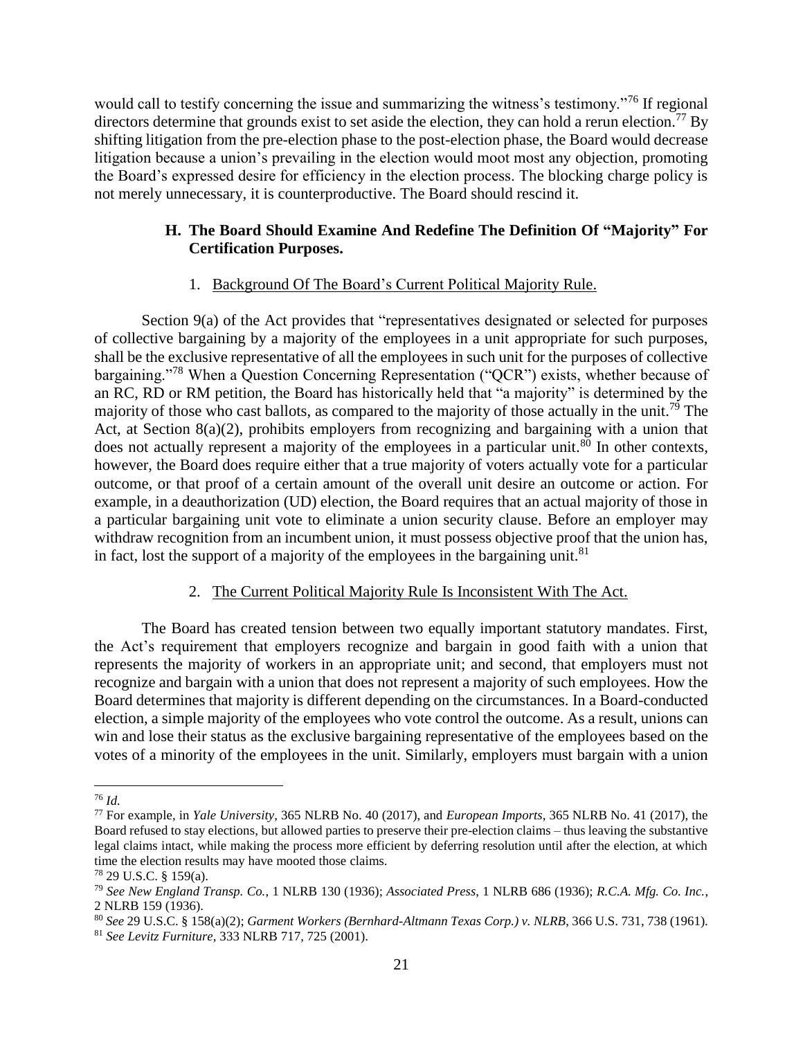would call to testify concerning the issue and summarizing the witness's testimony."[76] If regional directors determine that grounds exist to set aside the election, they can hold a rerun election.[77] By shifting litigation from the pre-election phase to the post-election phase, the Board would decrease litigation because a union's prevailing in the election would moot most any objection, promoting the Board's expressed desire for efficiency in the election process. The blocking charge policy is not merely unnecessary, it is counterproductive. The Board should rescind it.

### H. The Board Should Examine And Redefine The Definition Of "Majority" For Certification Purposes.

#### 1. Background Of The Board's Current Political Majority Rule.

Section 9(a) of the Act provides that "representatives designated or selected for purposes of collective bargaining by a majority of the employees in a unit appropriate for such purposes, shall be the exclusive representative of all the employees in such unit for the purposes of collective bargaining."[78] When a Question Concerning Representation ("QCR") exists, whether because of an RC, RD or RM petition, the Board has historically held that "a majority" is determined by the majority of those who cast ballots, as compared to the majority of those actually in the unit.[79] The Act, at Section 8(a)(2), prohibits employers from recognizing and bargaining with a union that does not actually represent a majority of the employees in a particular unit.[80] In other contexts, however, the Board does require either that a true majority of voters actually vote for a particular outcome, or that proof of a certain amount of the overall unit desire an outcome or action. For example, in a deauthorization (UD) election, the Board requires that an actual majority of those in a particular bargaining unit vote to eliminate a union security clause. Before an employer may withdraw recognition from an incumbent union, it must possess objective proof that the union has, in fact, lost the support of a majority of the employees in the bargaining unit.[81]

#### 2. The Current Political Majority Rule Is Inconsistent With The Act.

The Board has created tension between two equally important statutory mandates. First, the Act's requirement that employers recognize and bargain in good faith with a union that represents the majority of workers in an appropriate unit; and second, that employers must not recognize and bargain with a union that does not represent a majority of such employees. How the Board determines that majority is different depending on the circumstances. In a Board-conducted election, a simple majority of the employees who vote control the outcome. As a result, unions can win and lose their status as the exclusive bargaining representative of the employees based on the votes of a minority of the employees in the unit. Similarly, employers must bargain with a union

---

[76] *Id.*

[77] For example, in *Yale University*, 365 NLRB No. 40 (2017), and *European Imports*, 365 NLRB No. 41 (2017), the Board refused to stay elections, but allowed parties to preserve their pre-election claims – thus leaving the substantive legal claims intact, while making the process more efficient by deferring resolution until after the election, at which time the election results may have mooted those claims.

[78] 29 U.S.C. § 159(a).

[79] *See New England Transp. Co.*, 1 NLRB 130 (1936); *Associated Press*, 1 NLRB 686 (1936); *R.C.A. Mfg. Co. Inc.*, 2 NLRB 159 (1936).

[80] *See* 29 U.S.C. § 158(a)(2); *Garment Workers (Bernhard-Altmann Texas Corp.) v. NLRB*, 366 U.S. 731, 738 (1961).

[81] *See Levitz Furniture*, 333 NLRB 717, 725 (2001).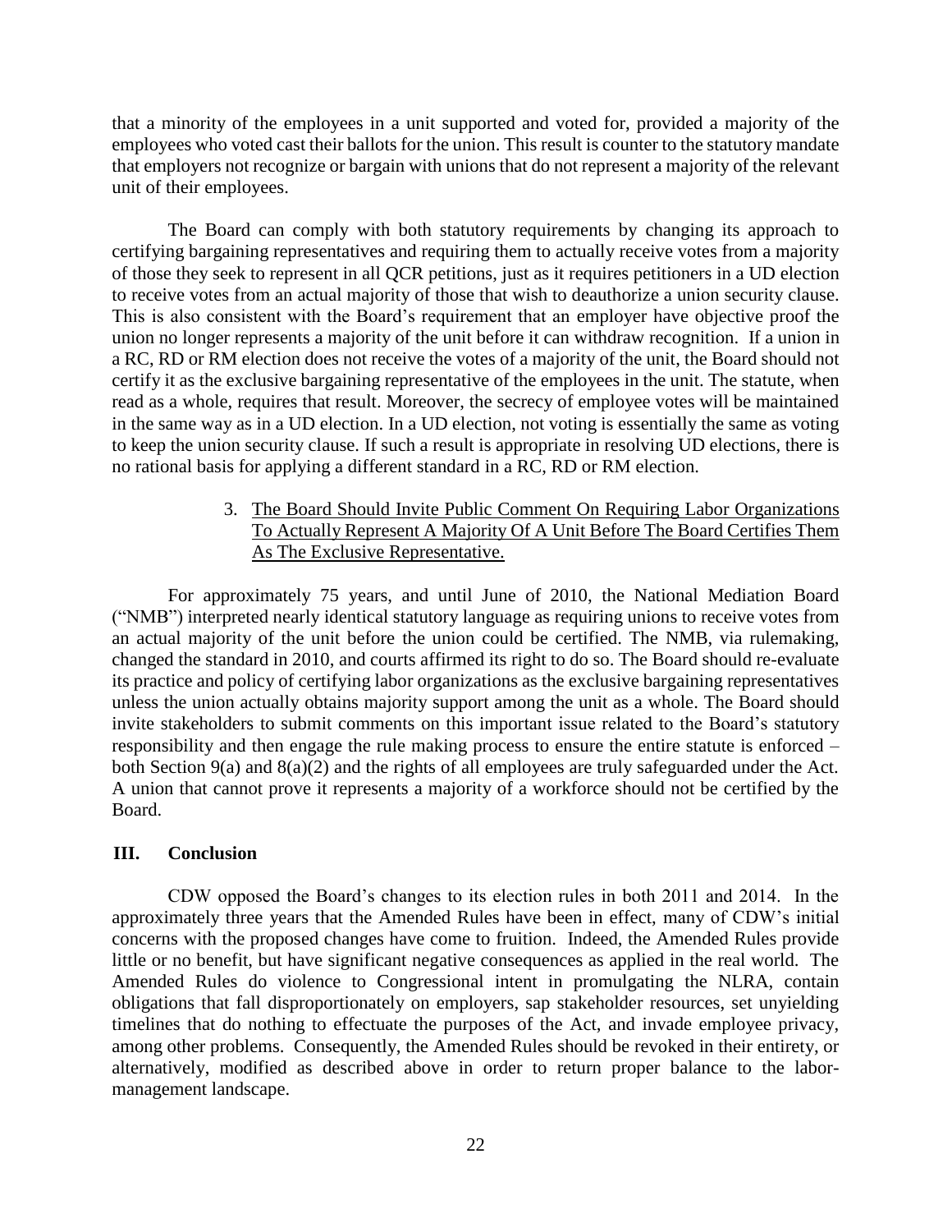that a minority of the employees in a unit supported and voted for, provided a majority of the employees who voted cast their ballots for the union. This result is counter to the statutory mandate that employers not recognize or bargain with unions that do not represent a majority of the relevant unit of their employees.

The Board can comply with both statutory requirements by changing its approach to certifying bargaining representatives and requiring them to actually receive votes from a majority of those they seek to represent in all QCR petitions, just as it requires petitioners in a UD election to receive votes from an actual majority of those that wish to deauthorize a union security clause. This is also consistent with the Board's requirement that an employer have objective proof the union no longer represents a majority of the unit before it can withdraw recognition. If a union in a RC, RD or RM election does not receive the votes of a majority of the unit, the Board should not certify it as the exclusive bargaining representative of the employees in the unit. The statute, when read as a whole, requires that result. Moreover, the secrecy of employee votes will be maintained in the same way as in a UD election. In a UD election, not voting is essentially the same as voting to keep the union security clause. If such a result is appropriate in resolving UD elections, there is no rational basis for applying a different standard in a RC, RD or RM election.

3. The Board Should Invite Public Comment On Requiring Labor Organizations To Actually Represent A Majority Of A Unit Before The Board Certifies Them As The Exclusive Representative.

For approximately 75 years, and until June of 2010, the National Mediation Board ("NMB") interpreted nearly identical statutory language as requiring unions to receive votes from an actual majority of the unit before the union could be certified. The NMB, via rulemaking, changed the standard in 2010, and courts affirmed its right to do so. The Board should re-evaluate its practice and policy of certifying labor organizations as the exclusive bargaining representatives unless the union actually obtains majority support among the unit as a whole. The Board should invite stakeholders to submit comments on this important issue related to the Board's statutory responsibility and then engage the rule making process to ensure the entire statute is enforced – both Section 9(a) and 8(a)(2) and the rights of all employees are truly safeguarded under the Act. A union that cannot prove it represents a majority of a workforce should not be certified by the Board.

## III. Conclusion

CDW opposed the Board's changes to its election rules in both 2011 and 2014. In the approximately three years that the Amended Rules have been in effect, many of CDW's initial concerns with the proposed changes have come to fruition. Indeed, the Amended Rules provide little or no benefit, but have significant negative consequences as applied in the real world. The Amended Rules do violence to Congressional intent in promulgating the NLRA, contain obligations that fall disproportionately on employers, sap stakeholder resources, set unyielding timelines that do nothing to effectuate the purposes of the Act, and invade employee privacy, among other problems. Consequently, the Amended Rules should be revoked in their entirety, or alternatively, modified as described above in order to return proper balance to the labor-management landscape.